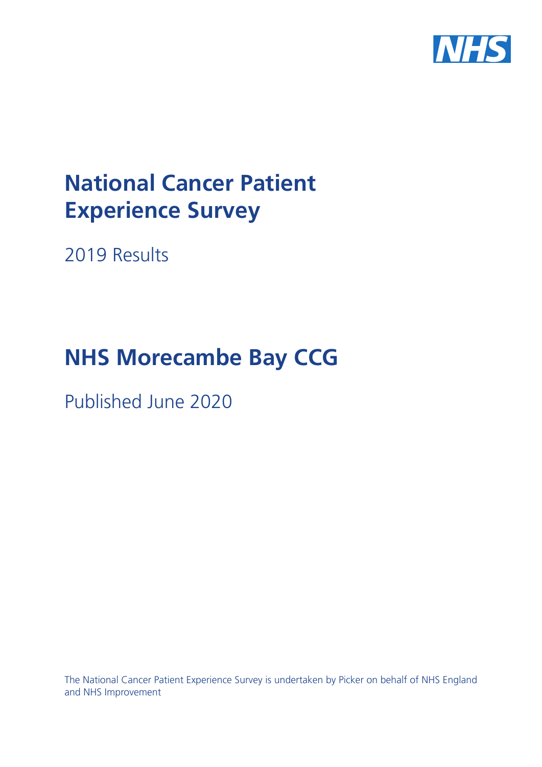NHS

# National Cancer Patient Experience Survey

2019 Results

# NHS Morecambe Bay CCG

Published June 2020

The National Cancer Patient Experience Survey is undertaken by Picker on behalf of NHS England and NHS Improvement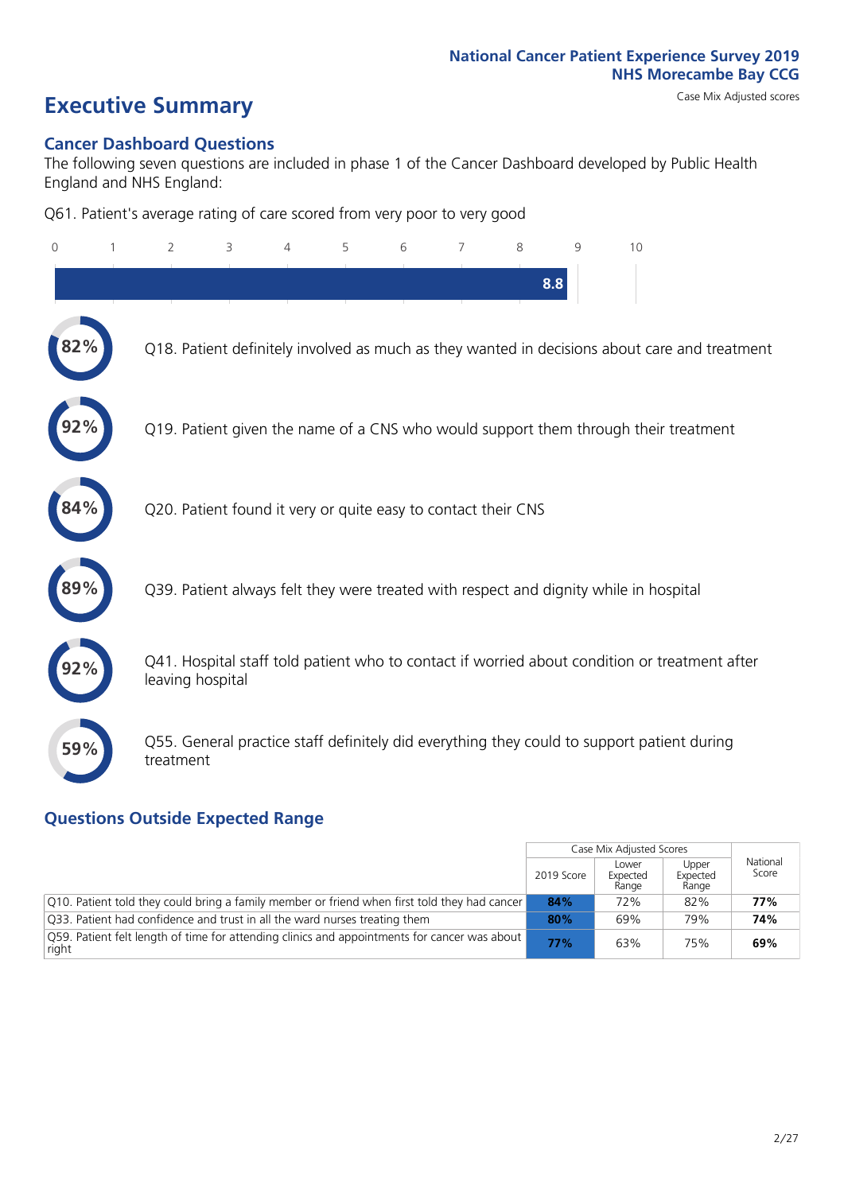National Cancer Patient Experience Survey 2019
NHS Morecambe Bay CCG

# Executive Summary

Case Mix Adjusted scores

## Cancer Dashboard Questions

The following seven questions are included in phase 1 of the Cancer Dashboard developed by Public Health England and NHS England:

Q61. Patient's average rating of care scored from very poor to very good

8.8

82% Q18. Patient definitely involved as much as they wanted in decisions about care and treatment

92% Q19. Patient given the name of a CNS who would support them through their treatment

84% Q20. Patient found it very or quite easy to contact their CNS

89% Q39. Patient always felt they were treated with respect and dignity while in hospital

92% Q41. Hospital staff told patient who to contact if worried about condition or treatment after leaving hospital

59% Q55. General practice staff definitely did everything they could to support patient during treatment

## Questions Outside Expected Range

| | Case Mix Adjusted Scores | | | National Score |
|---|---|---|---|---|
| | 2019 Score | Lower Expected Range | Upper Expected Range | |
| Q10. Patient told they could bring a family member or friend when first told they had cancer | **84%** | 72% | 82% | **77%** |
| Q33. Patient had confidence and trust in all the ward nurses treating them | **80%** | 69% | 79% | **74%** |
| Q59. Patient felt length of time for attending clinics and appointments for cancer was about right | **77%** | 63% | 75% | **69%** |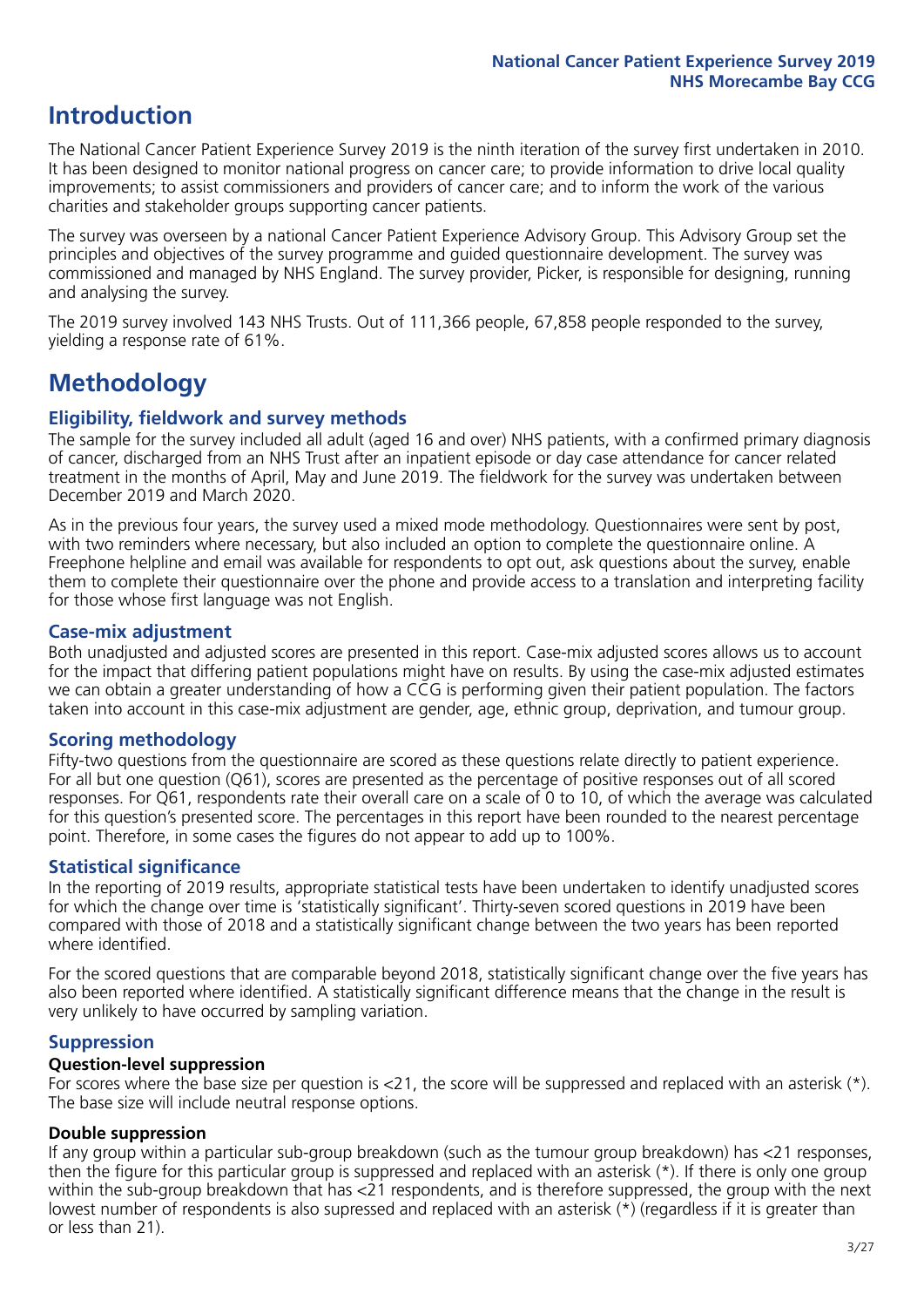# Introduction

The National Cancer Patient Experience Survey 2019 is the ninth iteration of the survey first undertaken in 2010. It has been designed to monitor national progress on cancer care; to provide information to drive local quality improvements; to assist commissioners and providers of cancer care; and to inform the work of the various charities and stakeholder groups supporting cancer patients.

The survey was overseen by a national Cancer Patient Experience Advisory Group. This Advisory Group set the principles and objectives of the survey programme and guided questionnaire development. The survey was commissioned and managed by NHS England. The survey provider, Picker, is responsible for designing, running and analysing the survey.

The 2019 survey involved 143 NHS Trusts. Out of 111,366 people, 67,858 people responded to the survey, yielding a response rate of 61%.

# Methodology

## Eligibility, fieldwork and survey methods

The sample for the survey included all adult (aged 16 and over) NHS patients, with a confirmed primary diagnosis of cancer, discharged from an NHS Trust after an inpatient episode or day case attendance for cancer related treatment in the months of April, May and June 2019. The fieldwork for the survey was undertaken between December 2019 and March 2020.

As in the previous four years, the survey used a mixed mode methodology. Questionnaires were sent by post, with two reminders where necessary, but also included an option to complete the questionnaire online. A Freephone helpline and email was available for respondents to opt out, ask questions about the survey, enable them to complete their questionnaire over the phone and provide access to a translation and interpreting facility for those whose first language was not English.

## Case-mix adjustment

Both unadjusted and adjusted scores are presented in this report. Case-mix adjusted scores allows us to account for the impact that differing patient populations might have on results. By using the case-mix adjusted estimates we can obtain a greater understanding of how a CCG is performing given their patient population. The factors taken into account in this case-mix adjustment are gender, age, ethnic group, deprivation, and tumour group.

## Scoring methodology

Fifty-two questions from the questionnaire are scored as these questions relate directly to patient experience. For all but one question (Q61), scores are presented as the percentage of positive responses out of all scored responses. For Q61, respondents rate their overall care on a scale of 0 to 10, of which the average was calculated for this question's presented score. The percentages in this report have been rounded to the nearest percentage point. Therefore, in some cases the figures do not appear to add up to 100%.

## Statistical significance

In the reporting of 2019 results, appropriate statistical tests have been undertaken to identify unadjusted scores for which the change over time is 'statistically significant'. Thirty-seven scored questions in 2019 have been compared with those of 2018 and a statistically significant change between the two years has been reported where identified.

For the scored questions that are comparable beyond 2018, statistically significant change over the five years has also been reported where identified. A statistically significant difference means that the change in the result is very unlikely to have occurred by sampling variation.

## Suppression

### Question-level suppression

For scores where the base size per question is <21, the score will be suppressed and replaced with an asterisk (*). The base size will include neutral response options.

### Double suppression

If any group within a particular sub-group breakdown (such as the tumour group breakdown) has <21 responses, then the figure for this particular group is suppressed and replaced with an asterisk (*). If there is only one group within the sub-group breakdown that has <21 respondents, and is therefore suppressed, the group with the next lowest number of respondents is also supressed and replaced with an asterisk (*) (regardless if it is greater than or less than 21).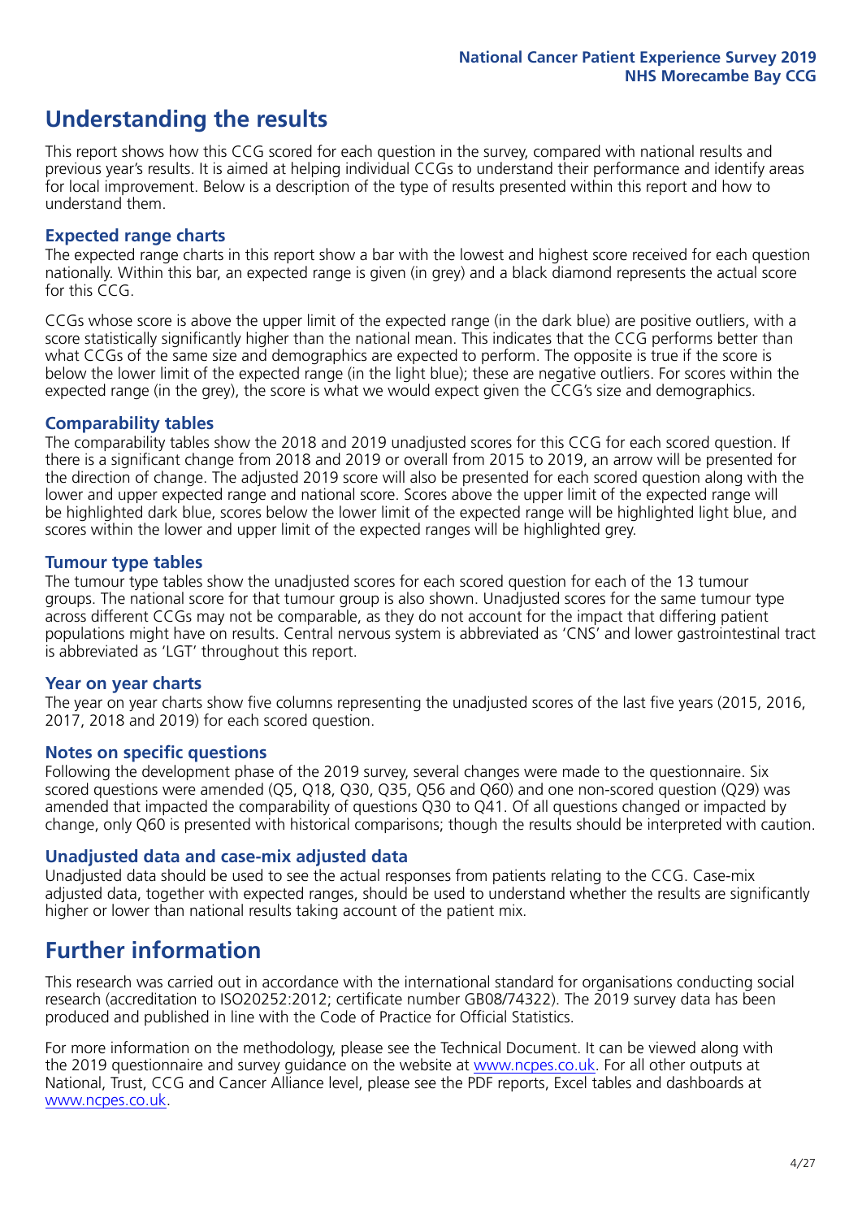# Understanding the results

This report shows how this CCG scored for each question in the survey, compared with national results and previous year's results. It is aimed at helping individual CCGs to understand their performance and identify areas for local improvement. Below is a description of the type of results presented within this report and how to understand them.

## Expected range charts

The expected range charts in this report show a bar with the lowest and highest score received for each question nationally. Within this bar, an expected range is given (in grey) and a black diamond represents the actual score for this CCG.

CCGs whose score is above the upper limit of the expected range (in the dark blue) are positive outliers, with a score statistically significantly higher than the national mean. This indicates that the CCG performs better than what CCGs of the same size and demographics are expected to perform. The opposite is true if the score is below the lower limit of the expected range (in the light blue); these are negative outliers. For scores within the expected range (in the grey), the score is what we would expect given the CCG's size and demographics.

## Comparability tables

The comparability tables show the 2018 and 2019 unadjusted scores for this CCG for each scored question. If there is a significant change from 2018 and 2019 or overall from 2015 to 2019, an arrow will be presented for the direction of change. The adjusted 2019 score will also be presented for each scored question along with the lower and upper expected range and national score. Scores above the upper limit of the expected range will be highlighted dark blue, scores below the lower limit of the expected range will be highlighted light blue, and scores within the lower and upper limit of the expected ranges will be highlighted grey.

## Tumour type tables

The tumour type tables show the unadjusted scores for each scored question for each of the 13 tumour groups. The national score for that tumour group is also shown. Unadjusted scores for the same tumour type across different CCGs may not be comparable, as they do not account for the impact that differing patient populations might have on results. Central nervous system is abbreviated as 'CNS' and lower gastrointestinal tract is abbreviated as 'LGT' throughout this report.

## Year on year charts

The year on year charts show five columns representing the unadjusted scores of the last five years (2015, 2016, 2017, 2018 and 2019) for each scored question.

## Notes on specific questions

Following the development phase of the 2019 survey, several changes were made to the questionnaire. Six scored questions were amended (Q5, Q18, Q30, Q35, Q56 and Q60) and one non-scored question (Q29) was amended that impacted the comparability of questions Q30 to Q41. Of all questions changed or impacted by change, only Q60 is presented with historical comparisons; though the results should be interpreted with caution.

## Unadjusted data and case-mix adjusted data

Unadjusted data should be used to see the actual responses from patients relating to the CCG. Case-mix adjusted data, together with expected ranges, should be used to understand whether the results are significantly higher or lower than national results taking account of the patient mix.

# Further information

This research was carried out in accordance with the international standard for organisations conducting social research (accreditation to ISO20252:2012; certificate number GB08/74322). The 2019 survey data has been produced and published in line with the Code of Practice for Official Statistics.

For more information on the methodology, please see the Technical Document. It can be viewed along with the 2019 questionnaire and survey guidance on the website at www.ncpes.co.uk. For all other outputs at National, Trust, CCG and Cancer Alliance level, please see the PDF reports, Excel tables and dashboards at www.ncpes.co.uk.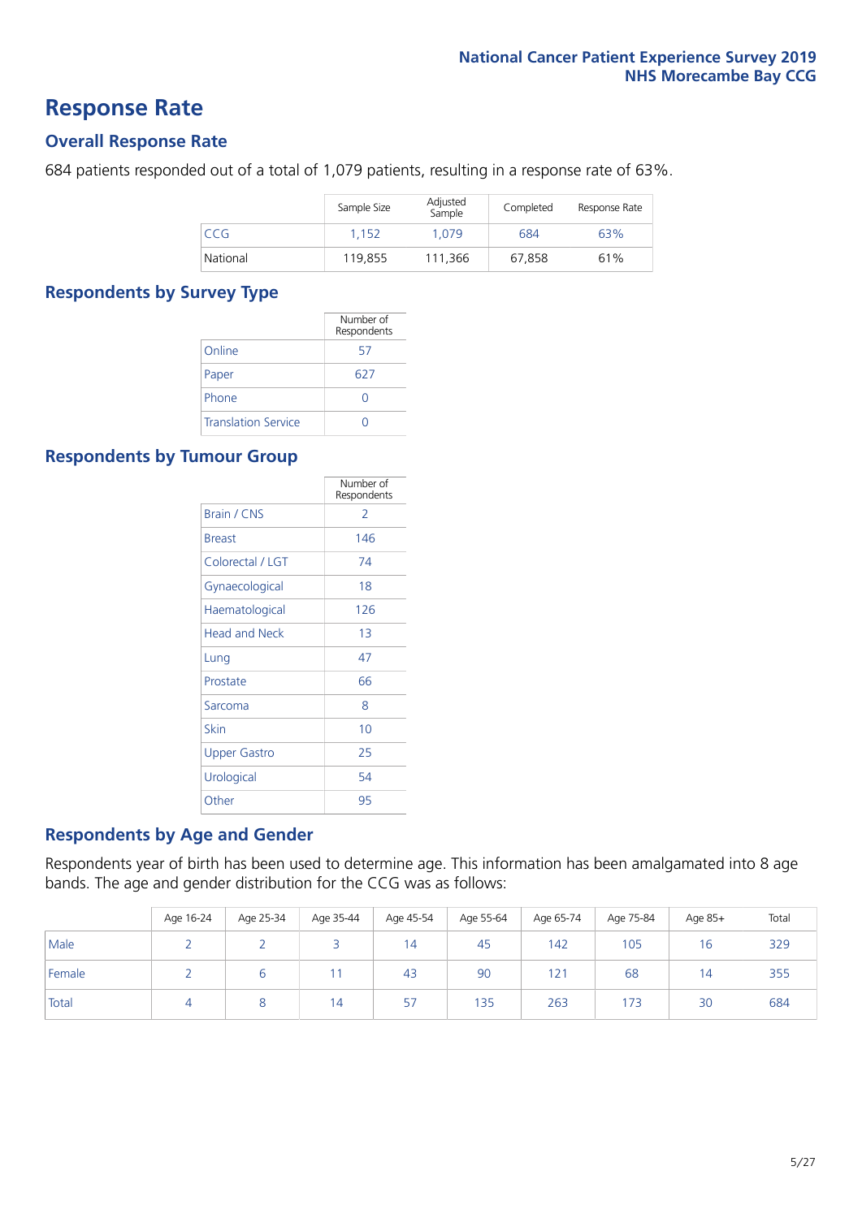# Response Rate

## Overall Response Rate

684 patients responded out of a total of 1,079 patients, resulting in a response rate of 63%.

| | Sample Size | Adjusted Sample | Completed | Response Rate |
|---|---|---|---|---|
| CCG | 1,152 | 1,079 | 684 | 63% |
| National | 119,855 | 111,366 | 67,858 | 61% |

## Respondents by Survey Type

| | Number of Respondents |
|---|---|
| Online | 57 |
| Paper | 627 |
| Phone | 0 |
| Translation Service | 0 |

## Respondents by Tumour Group

| | Number of Respondents |
|---|---|
| Brain / CNS | 2 |
| Breast | 146 |
| Colorectal / LGT | 74 |
| Gynaecological | 18 |
| Haematological | 126 |
| Head and Neck | 13 |
| Lung | 47 |
| Prostate | 66 |
| Sarcoma | 8 |
| Skin | 10 |
| Upper Gastro | 25 |
| Urological | 54 |
| Other | 95 |

## Respondents by Age and Gender

Respondents year of birth has been used to determine age. This information has been amalgamated into 8 age bands. The age and gender distribution for the CCG was as follows:

| | Age 16-24 | Age 25-34 | Age 35-44 | Age 45-54 | Age 55-64 | Age 65-74 | Age 75-84 | Age 85+ | Total |
|---|---|---|---|---|---|---|---|---|---|
| Male | 2 | 2 | 3 | 14 | 45 | 142 | 105 | 16 | 329 |
| Female | 2 | 6 | 11 | 43 | 90 | 121 | 68 | 14 | 355 |
| Total | 4 | 8 | 14 | 57 | 135 | 263 | 173 | 30 | 684 |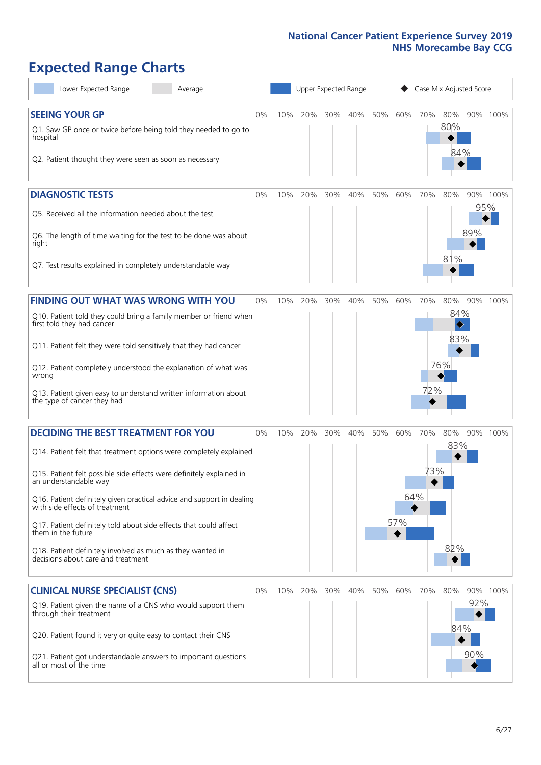# Expected Range Charts

Lower Expected Range | Average | Upper Expected Range | Case Mix Adjusted Score

## SEEING YOUR GP

| Question | Score |
|---|---|
| Q1. Saw GP once or twice before being told they needed to go to hospital | 80% |
| Q2. Patient thought they were seen as soon as necessary | 84% |

## DIAGNOSTIC TESTS

| Question | Score |
|---|---|
| Q5. Received all the information needed about the test | 95% |
| Q6. The length of time waiting for the test to be done was about right | 89% |
| Q7. Test results explained in completely understandable way | 81% |

## FINDING OUT WHAT WAS WRONG WITH YOU

| Question | Score |
|---|---|
| Q10. Patient told they could bring a family member or friend when first told they had cancer | 84% |
| Q11. Patient felt they were told sensitively that they had cancer | 83% |
| Q12. Patient completely understood the explanation of what was wrong | 76% |
| Q13. Patient given easy to understand written information about the type of cancer they had | 72% |

## DECIDING THE BEST TREATMENT FOR YOU

| Question | Score |
|---|---|
| Q14. Patient felt that treatment options were completely explained | 83% |
| Q15. Patient felt possible side effects were definitely explained in an understandable way | 73% |
| Q16. Patient definitely given practical advice and support in dealing with side effects of treatment | 64% |
| Q17. Patient definitely told about side effects that could affect them in the future | 57% |
| Q18. Patient definitely involved as much as they wanted in decisions about care and treatment | 82% |

## CLINICAL NURSE SPECIALIST (CNS)

| Question | Score |
|---|---|
| Q19. Patient given the name of a CNS who would support them through their treatment | 92% |
| Q20. Patient found it very or quite easy to contact their CNS | 84% |
| Q21. Patient got understandable answers to important questions all or most of the time | 90% |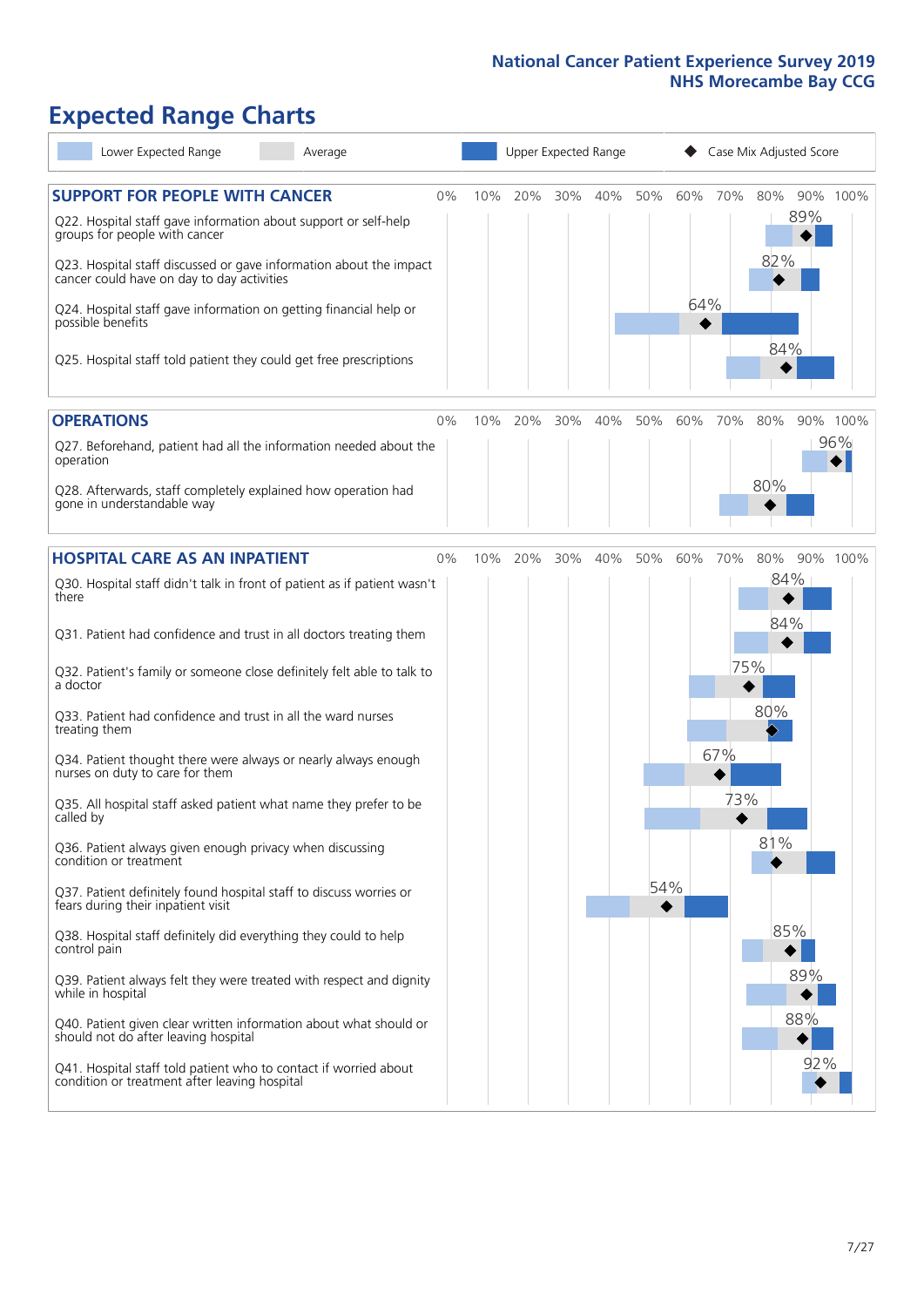# Expected Range Charts

Lower Expected Range | Average | Upper Expected Range | Case Mix Adjusted Score

## SUPPORT FOR PEOPLE WITH CANCER

| Question | Case Mix Adjusted Score |
|---|---|
| Q22. Hospital staff gave information about support or self-help groups for people with cancer | 89% |
| Q23. Hospital staff discussed or gave information about the impact cancer could have on day to day activities | 82% |
| Q24. Hospital staff gave information on getting financial help or possible benefits | 64% |
| Q25. Hospital staff told patient they could get free prescriptions | 84% |

## OPERATIONS

| Question | Case Mix Adjusted Score |
|---|---|
| Q27. Beforehand, patient had all the information needed about the operation | 96% |
| Q28. Afterwards, staff completely explained how operation had gone in understandable way | 80% |

## HOSPITAL CARE AS AN INPATIENT

| Question | Case Mix Adjusted Score |
|---|---|
| Q30. Hospital staff didn't talk in front of patient as if patient wasn't there | 84% |
| Q31. Patient had confidence and trust in all doctors treating them | 84% |
| Q32. Patient's family or someone close definitely felt able to talk to a doctor | 75% |
| Q33. Patient had confidence and trust in all the ward nurses treating them | 80% |
| Q34. Patient thought there were always or nearly always enough nurses on duty to care for them | 67% |
| Q35. All hospital staff asked patient what name they prefer to be called by | 73% |
| Q36. Patient always given enough privacy when discussing condition or treatment | 81% |
| Q37. Patient definitely found hospital staff to discuss worries or fears during their inpatient visit | 54% |
| Q38. Hospital staff definitely did everything they could to help control pain | 85% |
| Q39. Patient always felt they were treated with respect and dignity while in hospital | 89% |
| Q40. Patient given clear written information about what should or should not do after leaving hospital | 88% |
| Q41. Hospital staff told patient who to contact if worried about condition or treatment after leaving hospital | 92% |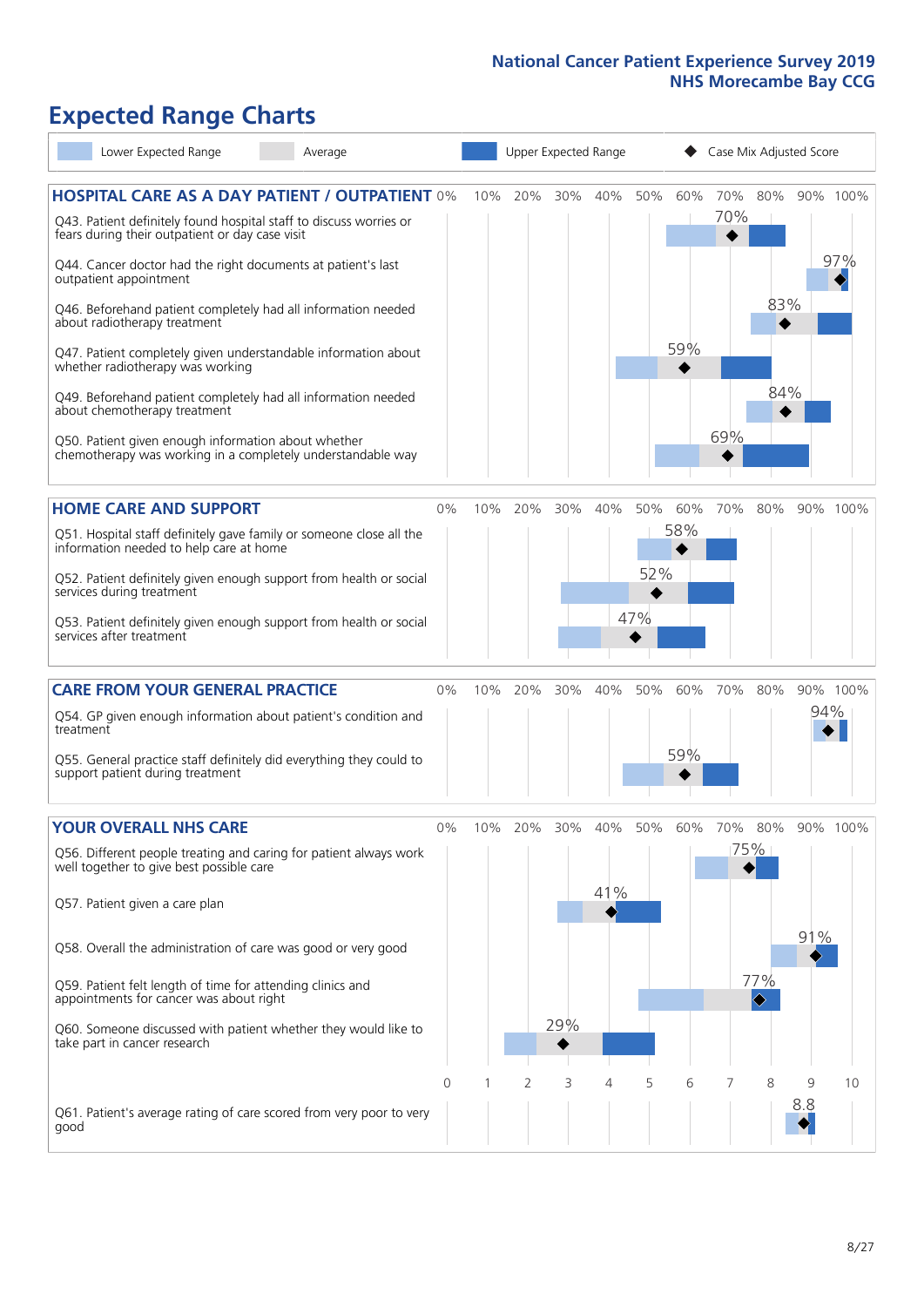National Cancer Patient Experience Survey 2019
NHS Morecambe Bay CCG

# Expected Range Charts

Lower Expected Range | Average | Upper Expected Range | ◆ Case Mix Adjusted Score

## HOSPITAL CARE AS A DAY PATIENT / OUTPATIENT

| Question | Case Mix Adjusted Score |
|---|---|
| Q43. Patient definitely found hospital staff to discuss worries or fears during their outpatient or day case visit | 70% |
| Q44. Cancer doctor had the right documents at patient's last outpatient appointment | 97% |
| Q46. Beforehand patient completely had all information needed about radiotherapy treatment | 83% |
| Q47. Patient completely given understandable information about whether radiotherapy treatment was working | 59% |
| Q49. Beforehand patient completely had all information needed about chemotherapy treatment | 84% |
| Q50. Patient given enough information about whether chemotherapy was working in a completely understandable way | 69% |

## HOME CARE AND SUPPORT

| Question | Case Mix Adjusted Score |
|---|---|
| Q51. Hospital staff definitely gave family or someone close all the information needed to help care at home | 58% |
| Q52. Patient definitely given enough support from health or social services during treatment | 52% |
| Q53. Patient definitely given enough support from health or social services after treatment | 47% |

## CARE FROM YOUR GENERAL PRACTICE

| Question | Case Mix Adjusted Score |
|---|---|
| Q54. GP given enough information about patient's condition and treatment | 94% |
| Q55. General practice staff definitely did everything they could to support patient during treatment | 59% |

## YOUR OVERALL NHS CARE

| Question | Case Mix Adjusted Score |
|---|---|
| Q56. Different people treating and caring for patient always work well together to give best possible care | 75% |
| Q57. Patient given a care plan | 41% |
| Q58. Overall the administration of care was good or very good | 91% |
| Q59. Patient felt length of time for attending clinics and appointments for cancer was about right | 77% |
| Q60. Someone discussed with patient whether they would like to take part in cancer research | 29% |
| Q61. Patient's average rating of care scored from very poor to very good | 8.8 |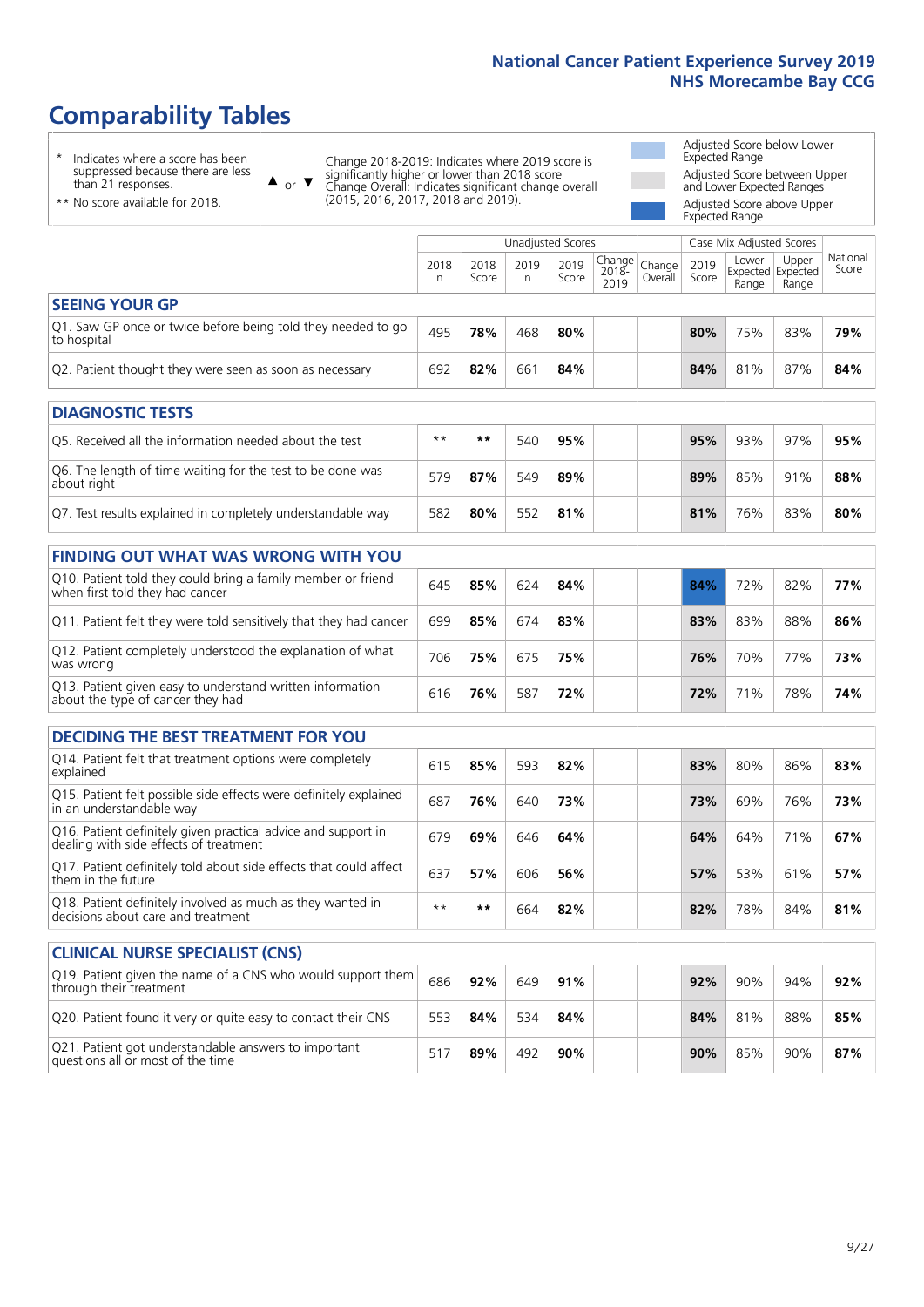# Comparability Tables

- \* Indicates where a score has been suppressed because there are less than 21 responses.
- \*\* No score available for 2018.

▲ or ▼ Change 2018-2019: Indicates where 2019 score is significantly higher or lower than 2018 score. Change Overall: Indicates significant change overall (2015, 2016, 2017, 2018 and 2019).

- Adjusted Score below Lower Expected Range
- Adjusted Score between Upper and Lower Expected Ranges
- Adjusted Score above Upper Expected Range

| | Unadjusted Scores | | | | | | Case Mix Adjusted Scores | | | |
|---|---|---|---|---|---|---|---|---|---|---|
| | 2018 n | 2018 Score | 2019 n | 2019 Score | Change 2018-2019 | Change Overall | 2019 Score | Lower Expected Range | Upper Expected Range | National Score |
| **SEEING YOUR GP** | | | | | | | | | | |
| Q1. Saw GP once or twice before being told they needed to go to hospital | 495 | **78%** | 468 | **80%** | | | **80%** | 75% | 83% | **79%** |
| Q2. Patient thought they were seen as soon as necessary | 692 | **82%** | 661 | **84%** | | | **84%** | 81% | 87% | **84%** |
| **DIAGNOSTIC TESTS** | | | | | | | | | | |
| Q5. Received all the information needed about the test | ** | ** | 540 | **95%** | | | **95%** | 93% | 97% | **95%** |
| Q6. The length of time waiting for the test to be done was about right | 579 | **87%** | 549 | **89%** | | | **89%** | 85% | 91% | **88%** |
| Q7. Test results explained in completely understandable way | 582 | **80%** | 552 | **81%** | | | **81%** | 76% | 83% | **80%** |
| **FINDING OUT WHAT WAS WRONG WITH YOU** | | | | | | | | | | |
| Q10. Patient told they could bring a family member or friend when first told they had cancer | 645 | **85%** | 624 | **84%** | | | **84%** | 72% | 82% | **77%** |
| Q11. Patient felt they were told sensitively that they had cancer | 699 | **85%** | 674 | **83%** | | | **83%** | 83% | 88% | **86%** |
| Q12. Patient completely understood the explanation of what was wrong | 706 | **75%** | 675 | **75%** | | | **76%** | 70% | 77% | **73%** |
| Q13. Patient given easy to understand written information about the type of cancer they had | 616 | **76%** | 587 | **72%** | | | **72%** | 71% | 78% | **74%** |
| **DECIDING THE BEST TREATMENT FOR YOU** | | | | | | | | | | |
| Q14. Patient felt that treatment options were completely explained | 615 | **85%** | 593 | **82%** | | | **83%** | 80% | 86% | **83%** |
| Q15. Patient felt possible side effects were definitely explained in an understandable way | 687 | **76%** | 640 | **73%** | | | **73%** | 69% | 76% | **73%** |
| Q16. Patient definitely given practical advice and support in dealing with side effects of treatment | 679 | **69%** | 646 | **64%** | | | **64%** | 64% | 71% | **67%** |
| Q17. Patient definitely told about side effects that could affect them in the future | 637 | **57%** | 606 | **56%** | | | **57%** | 53% | 61% | **57%** |
| Q18. Patient definitely involved as much as they wanted in decisions about care and treatment | ** | ** | 664 | **82%** | | | **82%** | 78% | 84% | **81%** |
| **CLINICAL NURSE SPECIALIST (CNS)** | | | | | | | | | | |
| Q19. Patient given the name of a CNS who would support them through their treatment | 686 | **92%** | 649 | **91%** | | | **92%** | 90% | 94% | **92%** |
| Q20. Patient found it very or quite easy to contact their CNS | 553 | **84%** | 534 | **84%** | | | **84%** | 81% | 88% | **85%** |
| Q21. Patient got understandable answers to important questions all or most of the time | 517 | **89%** | 492 | **90%** | | | **90%** | 85% | 90% | **87%** |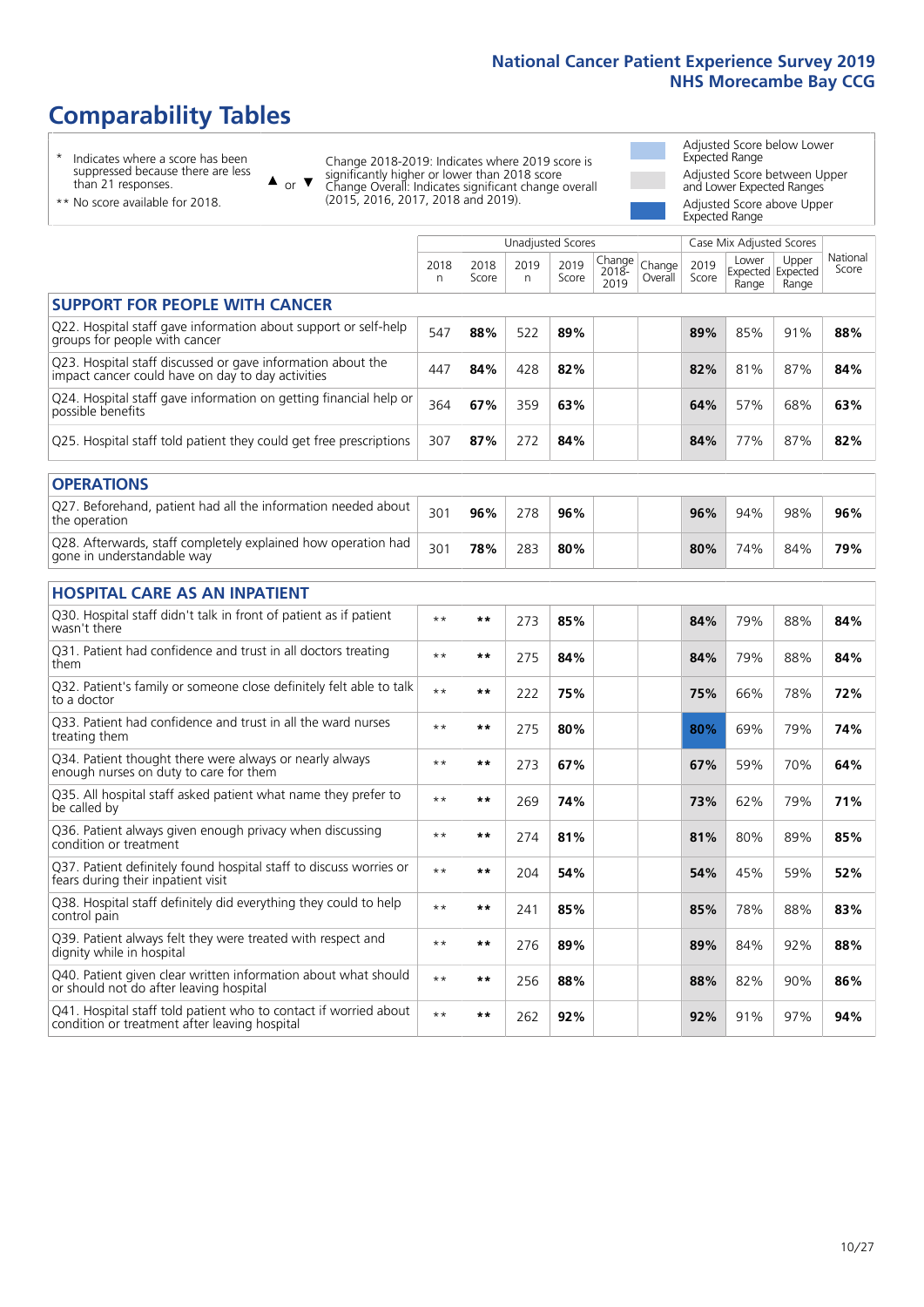# Comparability Tables

\* Indicates where a score has been suppressed because there are less than 21 responses.

** No score available for 2018.

▲ or ▼ Change 2018-2019: Indicates where 2019 score is significantly higher or lower than 2018 score Change Overall: Indicates significant change overall (2015, 2016, 2017, 2018 and 2019).

Adjusted Score below Lower Expected Range

Adjusted Score between Upper and Lower Expected Ranges

Adjusted Score above Upper Expected Range

| | Unadjusted Scores | | | | | | Case Mix Adjusted Scores | | | |
|---|---|---|---|---|---|---|---|---|---|---|
| | 2018 n | 2018 Score | 2019 n | 2019 Score | Change 2018-2019 | Change Overall | 2019 Score | Lower Expected Range | Upper Expected Range | National Score |
| **SUPPORT FOR PEOPLE WITH CANCER** | | | | | | | | | | |
| Q22. Hospital staff gave information about support or self-help groups for people with cancer | 547 | **88%** | 522 | **89%** | | | **89%** | 85% | 91% | **88%** |
| Q23. Hospital staff discussed or gave information about the impact cancer could have on day to day activities | 447 | **84%** | 428 | **82%** | | | **82%** | 81% | 87% | **84%** |
| Q24. Hospital staff gave information on getting financial help or possible benefits | 364 | **67%** | 359 | **63%** | | | **64%** | 57% | 68% | **63%** |
| Q25. Hospital staff told patient they could get free prescriptions | 307 | **87%** | 272 | **84%** | | | **84%** | 77% | 87% | **82%** |
| **OPERATIONS** | | | | | | | | | | |
| Q27. Beforehand, patient had all the information needed about the operation | 301 | **96%** | 278 | **96%** | | | **96%** | 94% | 98% | **96%** |
| Q28. Afterwards, staff completely explained how operation had gone in understandable way | 301 | **78%** | 283 | **80%** | | | **80%** | 74% | 84% | **79%** |
| **HOSPITAL CARE AS AN INPATIENT** | | | | | | | | | | |
| Q30. Hospital staff didn't talk in front of patient as if patient wasn't there | ** | ** | 273 | **85%** | | | **84%** | 79% | 88% | **84%** |
| Q31. Patient had confidence and trust in all doctors treating them | ** | ** | 275 | **84%** | | | **84%** | 79% | 88% | **84%** |
| Q32. Patient's family or someone close definitely felt able to talk to a doctor | ** | ** | 222 | **75%** | | | **75%** | 66% | 78% | **72%** |
| Q33. Patient had confidence and trust in all the ward nurses treating them | ** | ** | 275 | **80%** | | | **80%** | 69% | 79% | **74%** |
| Q34. Patient thought there were always or nearly always enough nurses on duty to care for them | ** | ** | 273 | **67%** | | | **67%** | 59% | 70% | **64%** |
| Q35. All hospital staff asked patient what name they prefer to be called by | ** | ** | 269 | **74%** | | | **73%** | 62% | 79% | **71%** |
| Q36. Patient always given enough privacy when discussing condition or treatment | ** | ** | 274 | **81%** | | | **81%** | 80% | 89% | **85%** |
| Q37. Patient definitely found hospital staff to discuss worries or fears during their inpatient visit | ** | ** | 204 | **54%** | | | **54%** | 45% | 59% | **52%** |
| Q38. Hospital staff definitely did everything they could to help control pain | ** | ** | 241 | **85%** | | | **85%** | 78% | 88% | **83%** |
| Q39. Patient always felt they were treated with respect and dignity while in hospital | ** | ** | 276 | **89%** | | | **89%** | 84% | 92% | **88%** |
| Q40. Patient given clear written information about what should or should not do after leaving hospital | ** | ** | 256 | **88%** | | | **88%** | 82% | 90% | **86%** |
| Q41. Hospital staff told patient who to contact if worried about condition or treatment after leaving hospital | ** | ** | 262 | **92%** | | | **92%** | 91% | 97% | **94%** |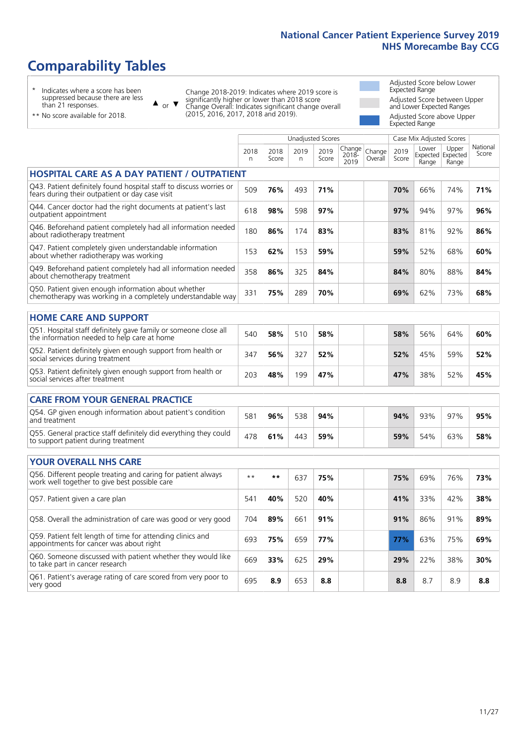# Comparability Tables

\* Indicates where a score has been suppressed because there are less than 21 responses.

\*\* No score available for 2018.

▲ or ▼ Change 2018-2019: Indicates where 2019 score is significantly higher or lower than 2018 score. Change Overall: Indicates significant change overall (2015, 2016, 2017, 2018 and 2019).

- Adjusted Score below Lower Expected Range
- Adjusted Score between Upper and Lower Expected Ranges
- Adjusted Score above Upper Expected Range

| | Unadjusted Scores | | | | | | Case Mix Adjusted Scores | | | |
|---|---|---|---|---|---|---|---|---|---|---|
| | 2018 n | 2018 Score | 2019 n | 2019 Score | Change 2018-2019 | Change Overall | 2019 Score | Lower Expected Range | Upper Expected Range | National Score |
| **HOSPITAL CARE AS A DAY PATIENT / OUTPATIENT** | | | | | | | | | | |
| Q43. Patient definitely found hospital staff to discuss worries or fears during their outpatient or day case visit | 509 | 76% | 493 | 71% | | | 70% | 66% | 74% | 71% |
| Q44. Cancer doctor had the right documents at patient's last outpatient appointment | 618 | 98% | 598 | 97% | | | 97% | 94% | 97% | 96% |
| Q46. Beforehand patient completely had all information needed about radiotherapy treatment | 180 | 86% | 174 | 83% | | | 83% | 81% | 92% | 86% |
| Q47. Patient completely given understandable information about whether radiotherapy was working | 153 | 62% | 153 | 59% | | | 59% | 52% | 68% | 60% |
| Q49. Beforehand patient completely had all information needed about chemotherapy treatment | 358 | 86% | 325 | 84% | | | 84% | 80% | 88% | 84% |
| Q50. Patient given enough information about whether chemotherapy was working in a completely understandable way | 331 | 75% | 289 | 70% | | | 69% | 62% | 73% | 68% |
| **HOME CARE AND SUPPORT** | | | | | | | | | | |
| Q51. Hospital staff definitely gave family or someone close all the information needed to help care at home | 540 | 58% | 510 | 58% | | | 58% | 56% | 64% | 60% |
| Q52. Patient definitely given enough support from health or social services during treatment | 347 | 56% | 327 | 52% | | | 52% | 45% | 59% | 52% |
| Q53. Patient definitely given enough support from health or social services after treatment | 203 | 48% | 199 | 47% | | | 47% | 38% | 52% | 45% |
| **CARE FROM YOUR GENERAL PRACTICE** | | | | | | | | | | |
| Q54. GP given enough information about patient's condition and treatment | 581 | 96% | 538 | 94% | | | 94% | 93% | 97% | 95% |
| Q55. General practice staff definitely did everything they could to support patient during treatment | 478 | 61% | 443 | 59% | | | 59% | 54% | 63% | 58% |
| **YOUR OVERALL NHS CARE** | | | | | | | | | | |
| Q56. Different people treating and caring for patient always work well together to give best possible care | ** | ** | 637 | 75% | | | 75% | 69% | 76% | 73% |
| Q57. Patient given a care plan | 541 | 40% | 520 | 40% | | | 41% | 33% | 42% | 38% |
| Q58. Overall the administration of care was good or very good | 704 | 89% | 661 | 91% | | | 91% | 86% | 91% | 89% |
| Q59. Patient felt length of time for attending clinics and appointments for cancer was about right | 693 | 75% | 659 | 77% | | | 77% | 63% | 75% | 69% |
| Q60. Someone discussed with patient whether they would like to take part in cancer research | 669 | 33% | 625 | 29% | | | 29% | 22% | 38% | 30% |
| Q61. Patient's average rating of care scored from very poor to very good | 695 | 8.9 | 653 | 8.8 | | | 8.8 | 8.7 | 8.9 | 8.8 |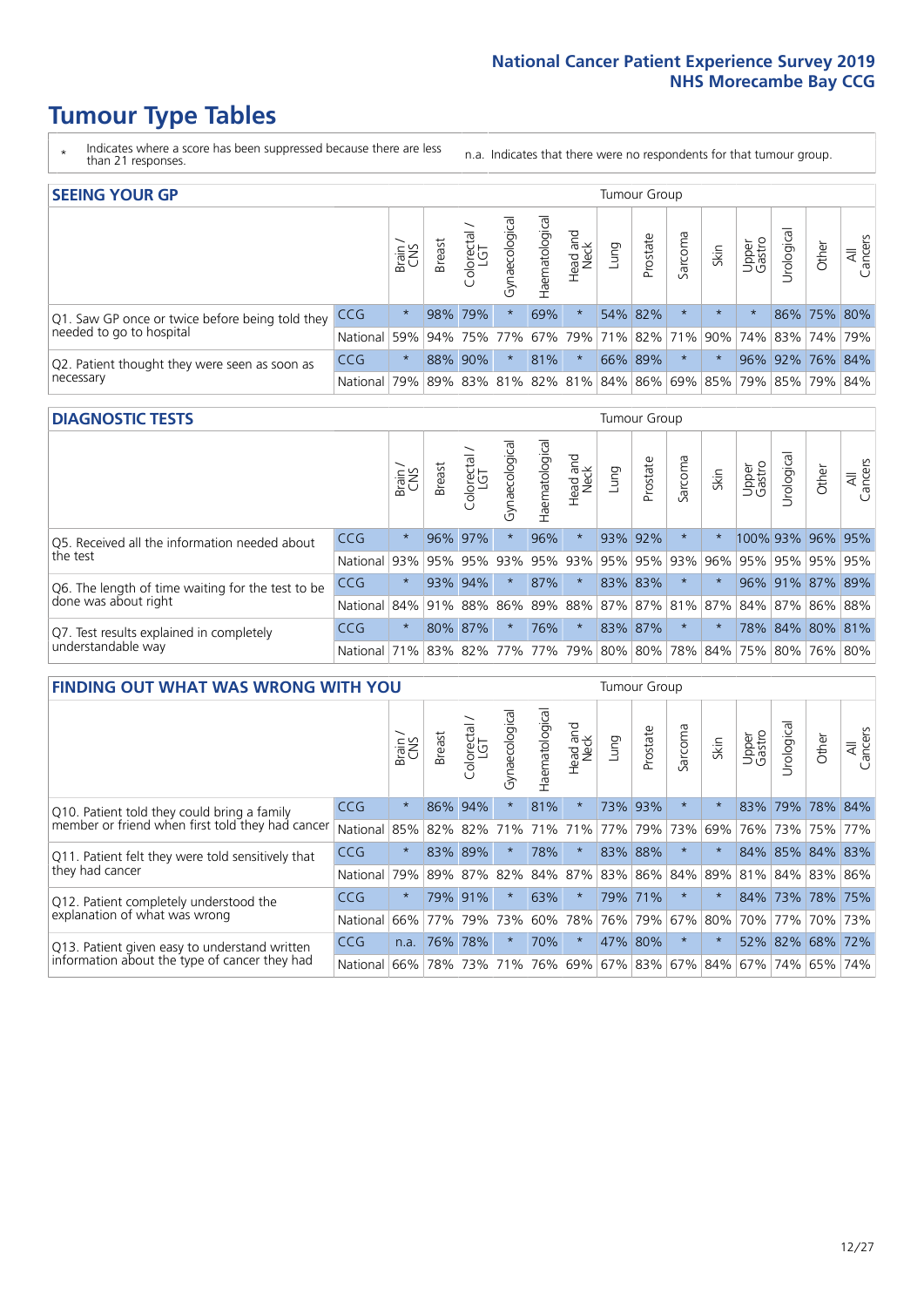National Cancer Patient Experience Survey 2019
NHS Morecambe Bay CCG

# Tumour Type Tables

\* Indicates where a score has been suppressed because there are less than 21 responses.

n.a. Indicates that there were no respondents for that tumour group.

## SEEING YOUR GP

| | | Brain / CNS | Breast | Colorectal / LGT | Gynaecological | Haematological | Head and Neck | Lung | Prostate | Sarcoma | Skin | Upper Gastro | Urological | Other | All Cancers |
|---|---|---|---|---|---|---|---|---|---|---|---|---|---|---|---|
| Q1. Saw GP once or twice before being told they needed to go to hospital | CCG | * | 98% | 79% | * | 69% | * | 54% | 82% | * | * | * | 86% | 75% | 80% |
| | National | 59% | 94% | 75% | 77% | 67% | 79% | 71% | 82% | 71% | 90% | 74% | 83% | 74% | 79% |
| Q2. Patient thought they were seen as soon as necessary | CCG | * | 88% | 90% | * | 81% | * | 66% | 89% | * | * | 96% | 92% | 76% | 84% |
| | National | 79% | 89% | 83% | 81% | 82% | 81% | 84% | 86% | 69% | 85% | 79% | 85% | 79% | 84% |

## DIAGNOSTIC TESTS

| | | Brain / CNS | Breast | Colorectal / LGT | Gynaecological | Haematological | Head and Neck | Lung | Prostate | Sarcoma | Skin | Upper Gastro | Urological | Other | All Cancers |
|---|---|---|---|---|---|---|---|---|---|---|---|---|---|---|---|
| Q5. Received all the information needed about the test | CCG | * | 96% | 97% | * | 96% | * | 93% | 92% | * | * | 100% | 93% | 96% | 95% |
| | National | 93% | 95% | 95% | 93% | 95% | 93% | 95% | 95% | 93% | 96% | 95% | 95% | 95% | 95% |
| Q6. The length of time waiting for the test to be done was about right | CCG | * | 93% | 94% | * | 87% | * | 83% | 83% | * | * | 96% | 91% | 87% | 89% |
| | National | 84% | 91% | 88% | 86% | 89% | 88% | 87% | 87% | 81% | 87% | 84% | 87% | 86% | 88% |
| Q7. Test results explained in completely understandable way | CCG | * | 80% | 87% | * | 76% | * | 83% | 87% | * | * | 78% | 84% | 80% | 81% |
| | National | 71% | 83% | 82% | 77% | 77% | 79% | 80% | 80% | 78% | 84% | 75% | 80% | 76% | 80% |

## FINDING OUT WHAT WAS WRONG WITH YOU

| | | Brain / CNS | Breast | Colorectal / LGT | Gynaecological | Haematological | Head and Neck | Lung | Prostate | Sarcoma | Skin | Upper Gastro | Urological | Other | All Cancers |
|---|---|---|---|---|---|---|---|---|---|---|---|---|---|---|---|
| Q10. Patient told they could bring a family member or friend when first told they had cancer | CCG | * | 86% | 94% | * | 81% | * | 73% | 93% | * | * | 83% | 79% | 78% | 84% |
| | National | 85% | 82% | 82% | 71% | 71% | 71% | 77% | 79% | 73% | 69% | 76% | 73% | 75% | 77% |
| Q11. Patient felt they were told sensitively that they had cancer | CCG | * | 83% | 89% | * | 78% | * | 83% | 88% | * | * | 84% | 85% | 84% | 83% |
| | National | 79% | 89% | 87% | 82% | 84% | 87% | 83% | 86% | 84% | 89% | 81% | 84% | 83% | 86% |
| Q12. Patient completely understood the explanation of what was wrong | CCG | * | 79% | 91% | * | 63% | * | 79% | 71% | * | * | 84% | 73% | 78% | 75% |
| | National | 66% | 77% | 79% | 73% | 60% | 78% | 76% | 79% | 67% | 80% | 70% | 77% | 70% | 73% |
| Q13. Patient given easy to understand written information about the type of cancer they had | CCG | n.a. | 76% | 78% | * | 70% | * | 47% | 80% | * | * | 52% | 82% | 68% | 72% |
| | National | 66% | 78% | 73% | 71% | 76% | 69% | 67% | 83% | 67% | 84% | 67% | 74% | 65% | 74% |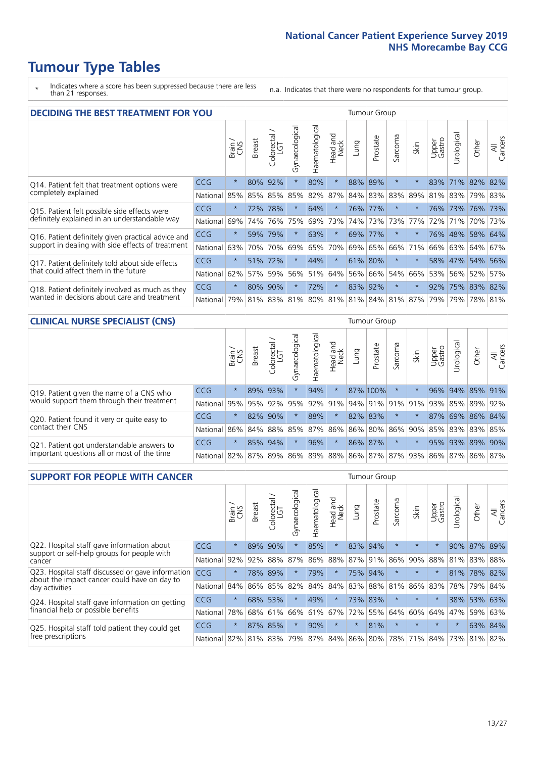# Tumour Type Tables

\* Indicates where a score has been suppressed because there are less than 21 responses.

n.a. Indicates that there were no respondents for that tumour group.

## DECIDING THE BEST TREATMENT FOR YOU

| | | Brain / CNS | Breast | Colorectal / LGT | Gynaecological | Haematological | Head and Neck | Lung | Prostate | Sarcoma | Skin | Upper Gastro | Urological | Other | All Cancers |
|---|---|---|---|---|---|---|---|---|---|---|---|---|---|---|---|
| Q14. Patient felt that treatment options were completely explained | CCG | * | 80% | 92% | * | 80% | * | 88% | 89% | * | * | 83% | 71% | 82% | 82% |
| | National | 85% | 85% | 85% | 85% | 82% | 87% | 84% | 83% | 83% | 89% | 81% | 83% | 79% | 83% |
| Q15. Patient felt possible side effects were definitely explained in an understandable way | CCG | * | 72% | 78% | * | 64% | * | 76% | 77% | * | * | 76% | 73% | 76% | 73% |
| | National | 69% | 74% | 76% | 75% | 69% | 73% | 74% | 73% | 73% | 77% | 72% | 71% | 70% | 73% |
| Q16. Patient definitely given practical advice and support in dealing with side effects of treatment | CCG | * | 59% | 79% | * | 63% | * | 69% | 77% | * | * | 76% | 48% | 58% | 64% |
| | National | 63% | 70% | 70% | 69% | 65% | 70% | 69% | 65% | 66% | 71% | 66% | 63% | 64% | 67% |
| Q17. Patient definitely told about side effects that could affect them in the future | CCG | * | 51% | 72% | * | 44% | * | 61% | 80% | * | * | 58% | 47% | 54% | 56% |
| | National | 62% | 57% | 59% | 56% | 51% | 64% | 56% | 66% | 54% | 66% | 53% | 56% | 52% | 57% |
| Q18. Patient definitely involved as much as they wanted in decisions about care and treatment | CCG | * | 80% | 90% | * | 72% | * | 83% | 92% | * | * | 92% | 75% | 83% | 82% |
| | National | 79% | 81% | 83% | 81% | 80% | 81% | 81% | 84% | 81% | 87% | 79% | 79% | 78% | 81% |

## CLINICAL NURSE SPECIALIST (CNS)

| | | Brain / CNS | Breast | Colorectal / LGT | Gynaecological | Haematological | Head and Neck | Lung | Prostate | Sarcoma | Skin | Upper Gastro | Urological | Other | All Cancers |
|---|---|---|---|---|---|---|---|---|---|---|---|---|---|---|---|
| Q19. Patient given the name of a CNS who would support them through their treatment | CCG | * | 89% | 93% | * | 94% | * | 87% | 100% | * | * | 96% | 94% | 85% | 91% |
| | National | 95% | 95% | 92% | 95% | 92% | 91% | 94% | 91% | 91% | 91% | 93% | 85% | 89% | 92% |
| Q20. Patient found it very or quite easy to contact their CNS | CCG | * | 82% | 90% | * | 88% | * | 82% | 83% | * | * | 87% | 69% | 86% | 84% |
| | National | 86% | 84% | 88% | 85% | 87% | 86% | 86% | 80% | 86% | 90% | 85% | 83% | 83% | 85% |
| Q21. Patient got understandable answers to important questions all or most of the time | CCG | * | 85% | 94% | * | 96% | * | 86% | 87% | * | * | 95% | 93% | 89% | 90% |
| | National | 82% | 87% | 89% | 86% | 89% | 88% | 86% | 87% | 87% | 93% | 86% | 87% | 86% | 87% |

## SUPPORT FOR PEOPLE WITH CANCER

| | | Brain / CNS | Breast | Colorectal / LGT | Gynaecological | Haematological | Head and Neck | Lung | Prostate | Sarcoma | Skin | Upper Gastro | Urological | Other | All Cancers |
|---|---|---|---|---|---|---|---|---|---|---|---|---|---|---|---|
| Q22. Hospital staff gave information about support or self-help groups for people with cancer | CCG | * | 89% | 90% | * | 85% | * | 83% | 94% | * | * | * | 90% | 87% | 89% |
| | National | 92% | 92% | 88% | 87% | 86% | 88% | 87% | 91% | 86% | 90% | 88% | 81% | 83% | 88% |
| Q23. Hospital staff discussed or gave information about the impact cancer could have on day to day activities | CCG | * | 78% | 89% | * | 79% | * | 75% | 94% | * | * | * | 81% | 78% | 82% |
| | National | 84% | 86% | 85% | 82% | 84% | 84% | 83% | 88% | 81% | 86% | 83% | 78% | 79% | 84% |
| Q24. Hospital staff gave information on getting financial help or possible benefits | CCG | * | 68% | 53% | * | 49% | * | 73% | 83% | * | * | * | 38% | 53% | 63% |
| | National | 78% | 68% | 61% | 66% | 61% | 67% | 72% | 55% | 64% | 60% | 64% | 47% | 59% | 63% |
| Q25. Hospital staff told patient they could get free prescriptions | CCG | * | 87% | 85% | * | 90% | * | * | 81% | * | * | * | * | 63% | 84% |
| | National | 82% | 81% | 83% | 79% | 87% | 84% | 86% | 80% | 78% | 71% | 84% | 73% | 81% | 82% |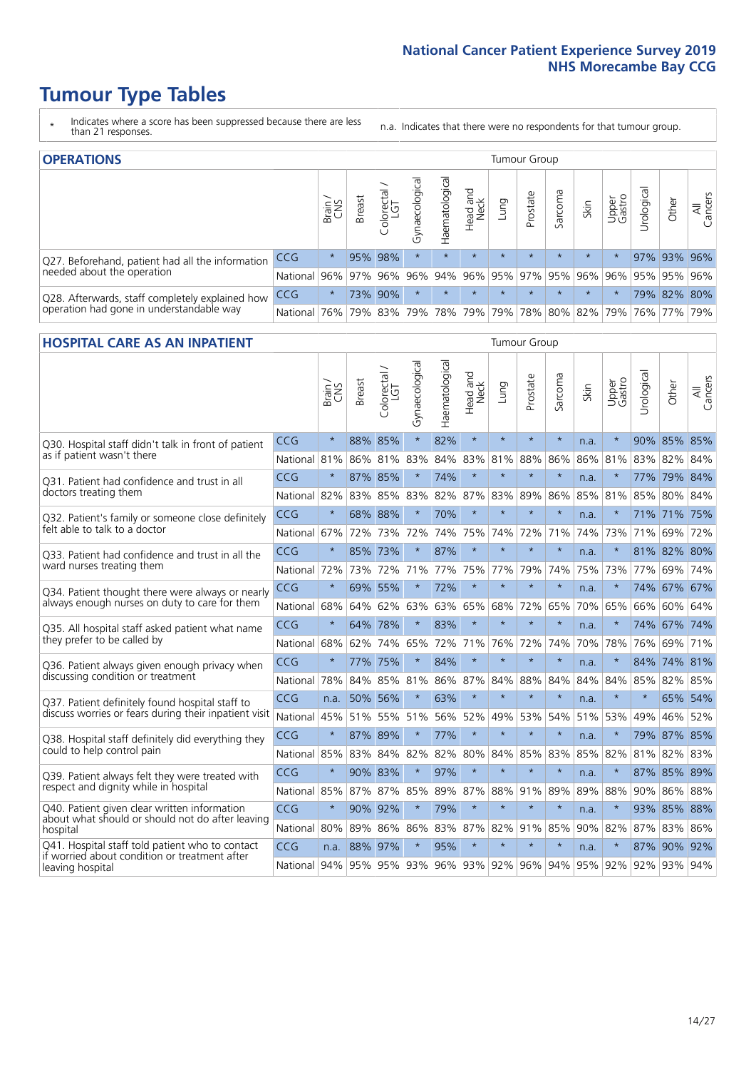# Tumour Type Tables

\* Indicates where a score has been suppressed because there are less than 21 responses.

n.a. Indicates that there were no respondents for that tumour group.

## OPERATIONS

| | | Brain / CNS | Breast | Colorectal / LGT | Gynaecological | Haematological | Head and Neck | Lung | Prostate | Sarcoma | Skin | Upper Gastro | Urological | Other | All Cancers |
|---|---|---|---|---|---|---|---|---|---|---|---|---|---|---|---|
| Q27. Beforehand, patient had all the information needed about the operation | CCG | * | 95% | 98% | * | * | * | * | * | * | * | * | 97% | 93% | 96% |
| | National | 96% | 97% | 96% | 96% | 94% | 96% | 95% | 97% | 95% | 96% | 96% | 95% | 95% | 96% |
| Q28. Afterwards, staff completely explained how operation had gone in understandable way | CCG | * | 73% | 90% | * | * | * | * | * | * | * | * | 79% | 82% | 80% |
| | National | 76% | 79% | 83% | 79% | 78% | 79% | 79% | 78% | 80% | 82% | 79% | 76% | 77% | 79% |

## HOSPITAL CARE AS AN INPATIENT

| | | Brain / CNS | Breast | Colorectal / LGT | Gynaecological | Haematological | Head and Neck | Lung | Prostate | Sarcoma | Skin | Upper Gastro | Urological | Other | All Cancers |
|---|---|---|---|---|---|---|---|---|---|---|---|---|---|---|---|
| Q30. Hospital staff didn't talk in front of patient as if patient wasn't there | CCG | * | 88% | 85% | * | 82% | * | * | * | * | n.a. | * | 90% | 85% | 85% |
| | National | 81% | 86% | 81% | 83% | 84% | 83% | 81% | 88% | 86% | 86% | 81% | 83% | 82% | 84% |
| Q31. Patient had confidence and trust in all doctors treating them | CCG | * | 87% | 85% | * | 74% | * | * | * | * | n.a. | * | 77% | 79% | 84% |
| | National | 82% | 83% | 85% | 83% | 82% | 87% | 83% | 89% | 86% | 85% | 81% | 85% | 80% | 84% |
| Q32. Patient's family or someone close definitely felt able to talk to a doctor | CCG | * | 68% | 88% | * | 70% | * | * | * | * | n.a. | * | 71% | 71% | 75% |
| | National | 67% | 72% | 73% | 72% | 74% | 75% | 74% | 72% | 71% | 74% | 73% | 71% | 69% | 72% |
| Q33. Patient had confidence and trust in all the ward nurses treating them | CCG | * | 85% | 73% | * | 87% | * | * | * | * | n.a. | * | 81% | 82% | 80% |
| | National | 72% | 73% | 72% | 71% | 77% | 75% | 77% | 79% | 74% | 75% | 73% | 77% | 69% | 74% |
| Q34. Patient thought there were always or nearly always enough nurses on duty to care for them | CCG | * | 69% | 55% | * | 72% | * | * | * | * | n.a. | * | 74% | 67% | 67% |
| | National | 68% | 64% | 62% | 63% | 63% | 65% | 68% | 72% | 65% | 70% | 65% | 66% | 60% | 64% |
| Q35. All hospital staff asked patient what name they prefer to be called by | CCG | * | 64% | 78% | * | 83% | * | * | * | * | n.a. | * | 74% | 67% | 74% |
| | National | 68% | 62% | 74% | 65% | 72% | 71% | 76% | 72% | 74% | 70% | 78% | 76% | 69% | 71% |
| Q36. Patient always given enough privacy when discussing condition or treatment | CCG | * | 77% | 75% | * | 84% | * | * | * | * | n.a. | * | 84% | 74% | 81% |
| | National | 78% | 84% | 85% | 81% | 86% | 87% | 84% | 88% | 84% | 84% | 84% | 85% | 82% | 85% |
| Q37. Patient definitely found hospital staff to discuss worries or fears during their inpatient visit | CCG | n.a. | 50% | 56% | * | 63% | * | * | * | * | n.a. | * | * | 65% | 54% |
| | National | 45% | 51% | 55% | 51% | 56% | 52% | 49% | 53% | 54% | 51% | 53% | 49% | 46% | 52% |
| Q38. Hospital staff definitely did everything they could to help control pain | CCG | * | 87% | 89% | * | 77% | * | * | * | * | n.a. | * | 79% | 87% | 85% |
| | National | 85% | 83% | 84% | 82% | 82% | 80% | 84% | 85% | 83% | 85% | 82% | 81% | 82% | 83% |
| Q39. Patient always felt they were treated with respect and dignity while in hospital | CCG | * | 90% | 83% | * | 97% | * | * | * | * | n.a. | * | 87% | 85% | 89% |
| | National | 85% | 87% | 87% | 85% | 89% | 87% | 88% | 91% | 89% | 89% | 88% | 90% | 86% | 88% |
| Q40. Patient given clear written information about what should or should not do after leaving hospital | CCG | * | 90% | 92% | * | 79% | * | * | * | * | n.a. | * | 93% | 85% | 88% |
| | National | 80% | 89% | 86% | 86% | 83% | 87% | 82% | 91% | 85% | 90% | 82% | 87% | 83% | 86% |
| Q41. Hospital staff told patient who to contact if worried about condition or treatment after leaving hospital | CCG | n.a. | 88% | 97% | * | 95% | * | * | * | * | n.a. | * | 87% | 90% | 92% |
| | National | 94% | 95% | 95% | 93% | 96% | 93% | 92% | 96% | 94% | 95% | 92% | 92% | 93% | 94% |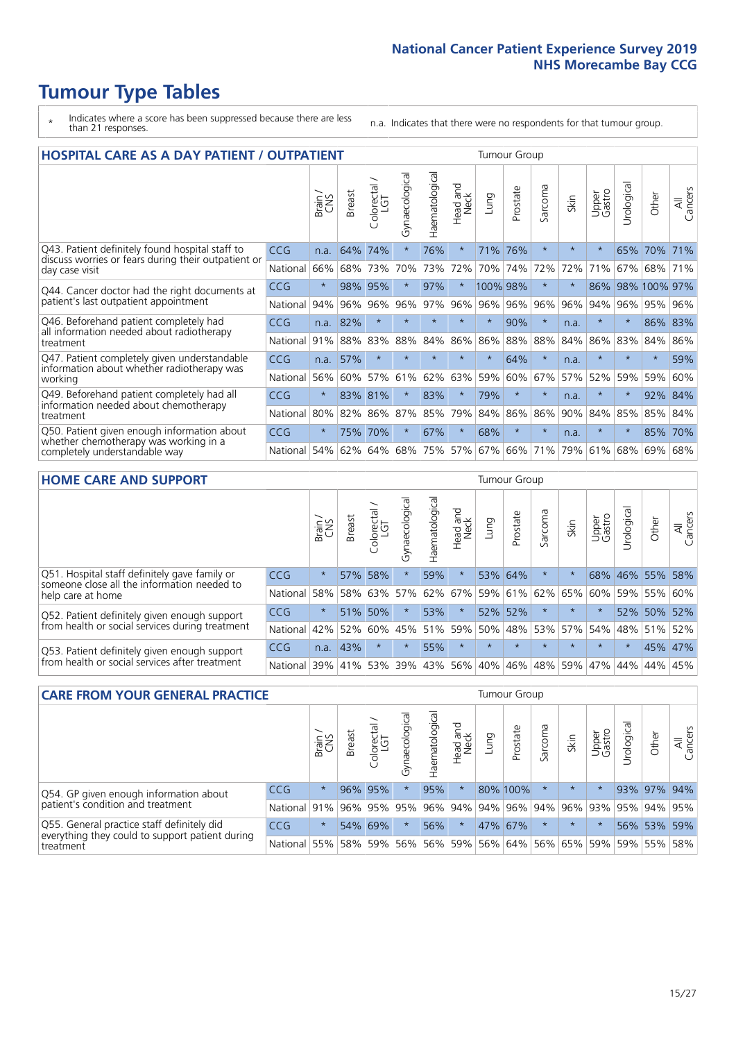# Tumour Type Tables

\* Indicates where a score has been suppressed because there are less than 21 responses.

n.a. Indicates that there were no respondents for that tumour group.

## HOSPITAL CARE AS A DAY PATIENT / OUTPATIENT

| | | Brain / CNS | Breast | Colorectal / LGT | Gynaecological | Haematological | Head and Neck | Lung | Prostate | Sarcoma | Skin | Upper Gastro | Urological | Other | All Cancers |
|---|---|---|---|---|---|---|---|---|---|---|---|---|---|---|---|
| Q43. Patient definitely found hospital staff to discuss worries or fears during their outpatient or day case visit | CCG | n.a. | 64% | 74% | * | 76% | * | 71% | 76% | * | * | * | 65% | 70% | 71% |
| | National | 66% | 68% | 73% | 70% | 73% | 72% | 70% | 74% | 72% | 72% | 71% | 67% | 68% | 71% |
| Q44. Cancer doctor had the right documents at patient's last outpatient appointment | CCG | * | 98% | 95% | * | 97% | * | 100% | 98% | * | * | 86% | 98% | 100% | 97% |
| | National | 94% | 96% | 96% | 96% | 97% | 96% | 96% | 96% | 96% | 96% | 94% | 96% | 95% | 96% |
| Q46. Beforehand patient completely had all information needed about radiotherapy treatment | CCG | n.a. | 82% | * | * | * | * | * | 90% | * | n.a. | * | * | 86% | 83% |
| | National | 91% | 88% | 83% | 88% | 84% | 86% | 86% | 88% | 88% | 84% | 86% | 83% | 84% | 86% |
| Q47. Patient completely given understandable information about whether radiotherapy was working | CCG | n.a. | 57% | * | * | * | * | * | 64% | * | n.a. | * | * | * | 59% |
| | National | 56% | 60% | 57% | 61% | 62% | 63% | 59% | 60% | 67% | 57% | 52% | 59% | 59% | 60% |
| Q49. Beforehand patient completely had all information needed about chemotherapy treatment | CCG | * | 83% | 81% | * | 83% | * | 79% | * | * | n.a. | * | * | 92% | 84% |
| | National | 80% | 82% | 86% | 87% | 85% | 79% | 84% | 86% | 86% | 90% | 84% | 85% | 85% | 84% |
| Q50. Patient given enough information about whether chemotherapy was working in a completely understandable way | CCG | * | 75% | 70% | * | 67% | * | 68% | * | * | n.a. | * | * | 85% | 70% |
| | National | 54% | 62% | 64% | 68% | 75% | 57% | 67% | 66% | 71% | 79% | 61% | 68% | 69% | 68% |

## HOME CARE AND SUPPORT

| | | Brain / CNS | Breast | Colorectal / LGT | Gynaecological | Haematological | Head and Neck | Lung | Prostate | Sarcoma | Skin | Upper Gastro | Urological | Other | All Cancers |
|---|---|---|---|---|---|---|---|---|---|---|---|---|---|---|---|
| Q51. Hospital staff definitely gave family or someone close all the information needed to help care at home | CCG | * | 57% | 58% | * | 59% | * | 53% | 64% | * | * | 68% | 46% | 55% | 58% |
| | National | 58% | 58% | 63% | 57% | 62% | 67% | 59% | 61% | 62% | 65% | 60% | 59% | 55% | 60% |
| Q52. Patient definitely given enough support from health or social services during treatment | CCG | * | 51% | 50% | * | 53% | * | 52% | 52% | * | * | * | 52% | 50% | 52% |
| | National | 42% | 52% | 60% | 45% | 51% | 59% | 50% | 48% | 53% | 57% | 54% | 48% | 51% | 52% |
| Q53. Patient definitely given enough support from health or social services after treatment | CCG | n.a. | 43% | * | * | 55% | * | * | * | * | * | * | * | 45% | 47% |
| | National | 39% | 41% | 53% | 39% | 43% | 56% | 40% | 46% | 48% | 59% | 47% | 44% | 44% | 45% |

## CARE FROM YOUR GENERAL PRACTICE

| | | Brain / CNS | Breast | Colorectal / LGT | Gynaecological | Haematological | Head and Neck | Lung | Prostate | Sarcoma | Skin | Upper Gastro | Urological | Other | All Cancers |
|---|---|---|---|---|---|---|---|---|---|---|---|---|---|---|---|
| Q54. GP given enough information about patient's condition and treatment | CCG | * | 96% | 95% | * | 95% | * | 80% | 100% | * | * | * | 93% | 97% | 94% |
| | National | 91% | 96% | 95% | 95% | 96% | 94% | 94% | 96% | 94% | 96% | 93% | 95% | 94% | 95% |
| Q55. General practice staff definitely did everything they could to support patient during treatment | CCG | * | 54% | 69% | * | 56% | * | 47% | 67% | * | * | * | 56% | 53% | 59% |
| | National | 55% | 58% | 59% | 56% | 56% | 59% | 56% | 64% | 56% | 65% | 59% | 59% | 55% | 58% |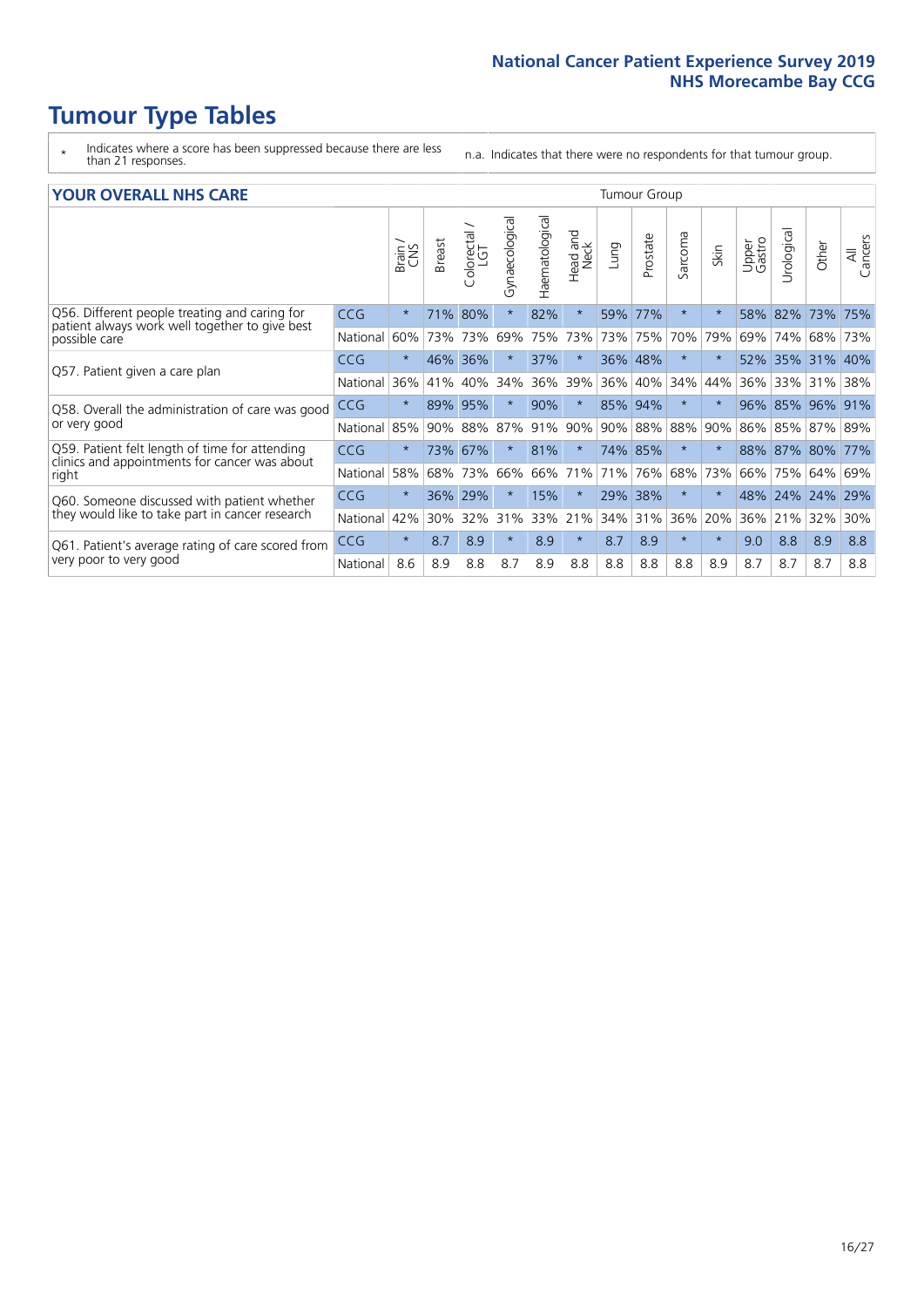# Tumour Type Tables

- \* Indicates where a score has been suppressed because there are less than 21 responses.
- n.a. Indicates that there were no respondents for that tumour group.

## YOUR OVERALL NHS CARE

| | | Brain / CNS | Breast | Colorectal / LGT | Gynaecological | Haematological | Head and Neck | Lung | Prostate | Sarcoma | Skin | Upper Gastro | Urological | Other | All Cancers |
|---|---|---|---|---|---|---|---|---|---|---|---|---|---|---|---|
| Q56. Different people treating and caring for patient always work well together to give best possible care | CCG | * | 71% | 80% | * | 82% | * | 59% | 77% | * | * | 58% | 82% | 73% | 75% |
| | National | 60% | 73% | 73% | 69% | 75% | 73% | 73% | 75% | 70% | 79% | 69% | 74% | 68% | 73% |
| Q57. Patient given a care plan | CCG | * | 46% | 36% | * | 37% | * | 36% | 48% | * | * | 52% | 35% | 31% | 40% |
| | National | 36% | 41% | 40% | 34% | 36% | 39% | 36% | 40% | 34% | 44% | 36% | 33% | 31% | 38% |
| Q58. Overall the administration of care was good or very good | CCG | * | 89% | 95% | * | 90% | * | 85% | 94% | * | * | 96% | 85% | 96% | 91% |
| | National | 85% | 90% | 88% | 87% | 91% | 90% | 90% | 88% | 88% | 90% | 86% | 85% | 87% | 89% |
| Q59. Patient felt length of time for attending clinics and appointments for cancer was about right | CCG | * | 73% | 67% | * | 81% | * | 74% | 85% | * | * | 88% | 87% | 80% | 77% |
| | National | 58% | 68% | 73% | 66% | 66% | 71% | 71% | 76% | 68% | 73% | 66% | 75% | 64% | 69% |
| Q60. Someone discussed with patient whether they would like to take part in cancer research | CCG | * | 36% | 29% | * | 15% | * | 29% | 38% | * | * | 48% | 24% | 24% | 29% |
| | National | 42% | 30% | 32% | 31% | 33% | 21% | 34% | 31% | 36% | 20% | 36% | 21% | 32% | 30% |
| Q61. Patient's average rating of care scored from very poor to very good | CCG | * | 8.7 | 8.9 | * | 8.9 | * | 8.7 | 8.9 | * | * | 9.0 | 8.8 | 8.9 | 8.8 |
| | National | 8.6 | 8.9 | 8.8 | 8.7 | 8.9 | 8.8 | 8.8 | 8.8 | 8.8 | 8.9 | 8.7 | 8.7 | 8.7 | 8.8 |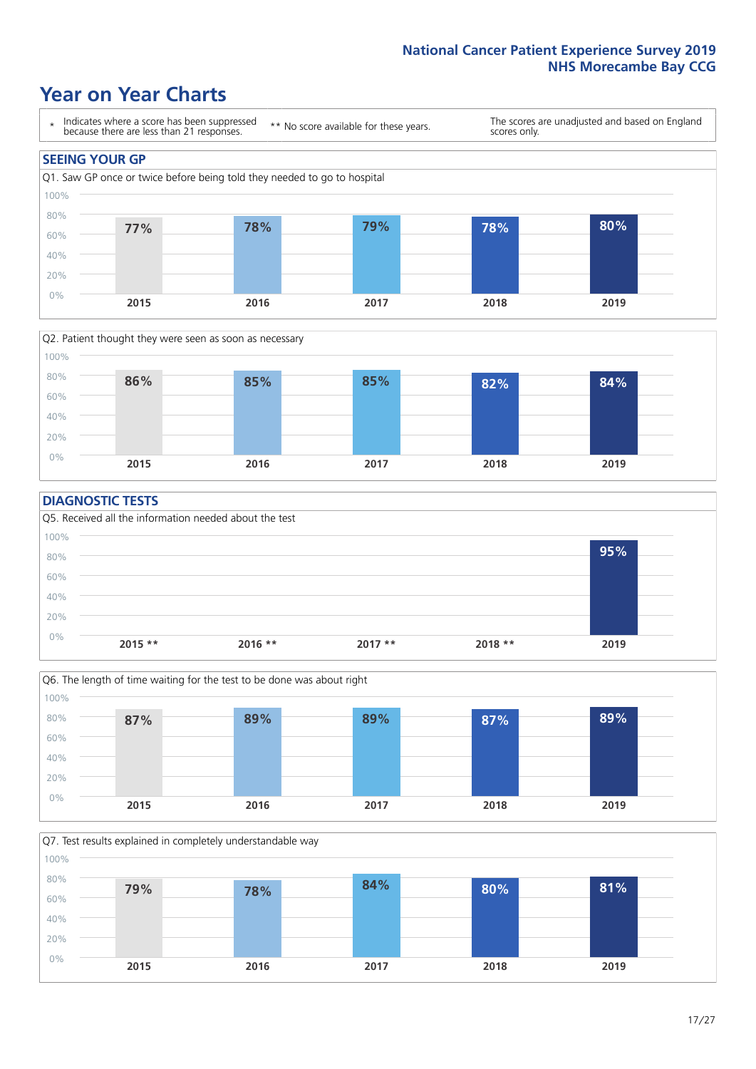# Year on Year Charts

\* Indicates where a score has been suppressed because there are less than 21 responses.

** No score available for these years.

The scores are unadjusted and based on England scores only.

## SEEING YOUR GP

Q1. Saw GP once or twice before being told they needed to go to hospital

| 2015 | 2016 | 2017 | 2018 | 2019 |
|---|---|---|---|---|
| 77% | 78% | 79% | 78% | 80% |

Q2. Patient thought they were seen as soon as necessary

| 2015 | 2016 | 2017 | 2018 | 2019 |
|---|---|---|---|---|
| 86% | 85% | 85% | 82% | 84% |

## DIAGNOSTIC TESTS

Q5. Received all the information needed about the test

| 2015 ** | 2016 ** | 2017 ** | 2018 ** | 2019 |
|---|---|---|---|---|
| | | | | 95% |

Q6. The length of time waiting for the test to be done was about right

| 2015 | 2016 | 2017 | 2018 | 2019 |
|---|---|---|---|---|
| 87% | 89% | 89% | 87% | 89% |

Q7. Test results explained in completely understandable way

| 2015 | 2016 | 2017 | 2018 | 2019 |
|---|---|---|---|---|
| 79% | 78% | 84% | 80% | 81% |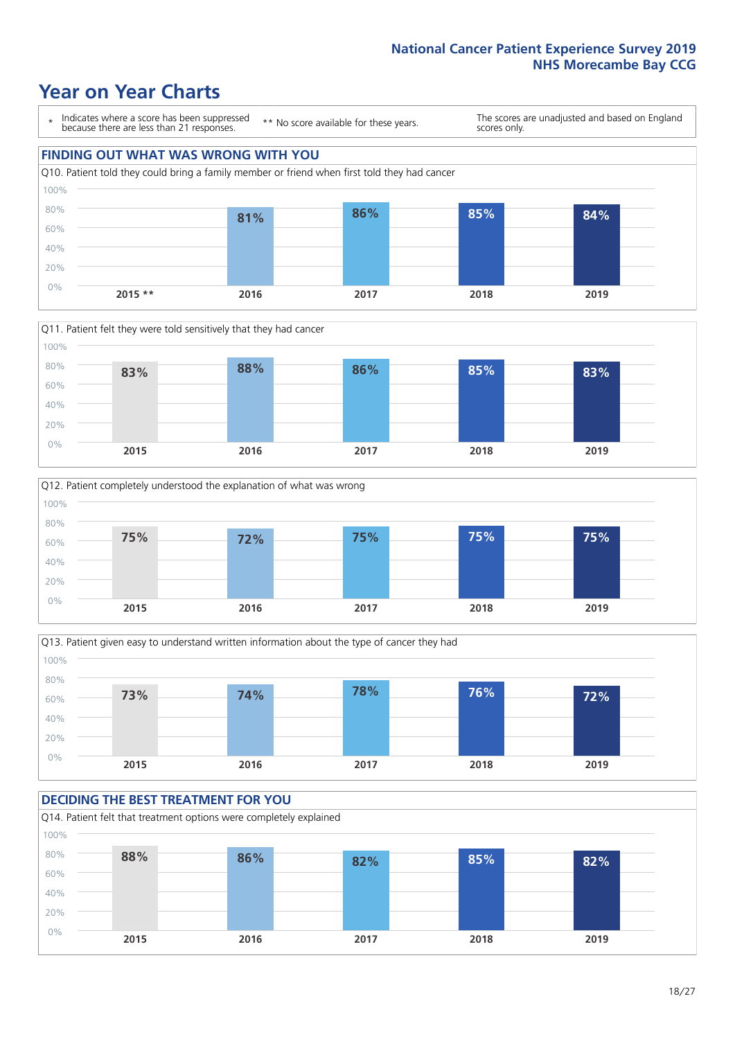# Year on Year Charts

\* Indicates where a score has been suppressed because there are less than 21 responses.

** No score available for these years.

The scores are unadjusted and based on England scores only.

## FINDING OUT WHAT WAS WRONG WITH YOU

Q10. Patient told they could bring a family member or friend when first told they had cancer

| 2015 ** | 2016 | 2017 | 2018 | 2019 |
|---|---|---|---|---|
| | 81% | 86% | 85% | 84% |

Q11. Patient felt they were told sensitively that they had cancer

| 2015 | 2016 | 2017 | 2018 | 2019 |
|---|---|---|---|---|
| 83% | 88% | 86% | 85% | 83% |

Q12. Patient completely understood the explanation of what was wrong

| 2015 | 2016 | 2017 | 2018 | 2019 |
|---|---|---|---|---|
| 75% | 72% | 75% | 75% | 75% |

Q13. Patient given easy to understand written information about the type of cancer they had

| 2015 | 2016 | 2017 | 2018 | 2019 |
|---|---|---|---|---|
| 73% | 74% | 78% | 76% | 72% |

## DECIDING THE BEST TREATMENT FOR YOU

Q14. Patient felt that treatment options were completely explained

| 2015 | 2016 | 2017 | 2018 | 2019 |
|---|---|---|---|---|
| 88% | 86% | 82% | 85% | 82% |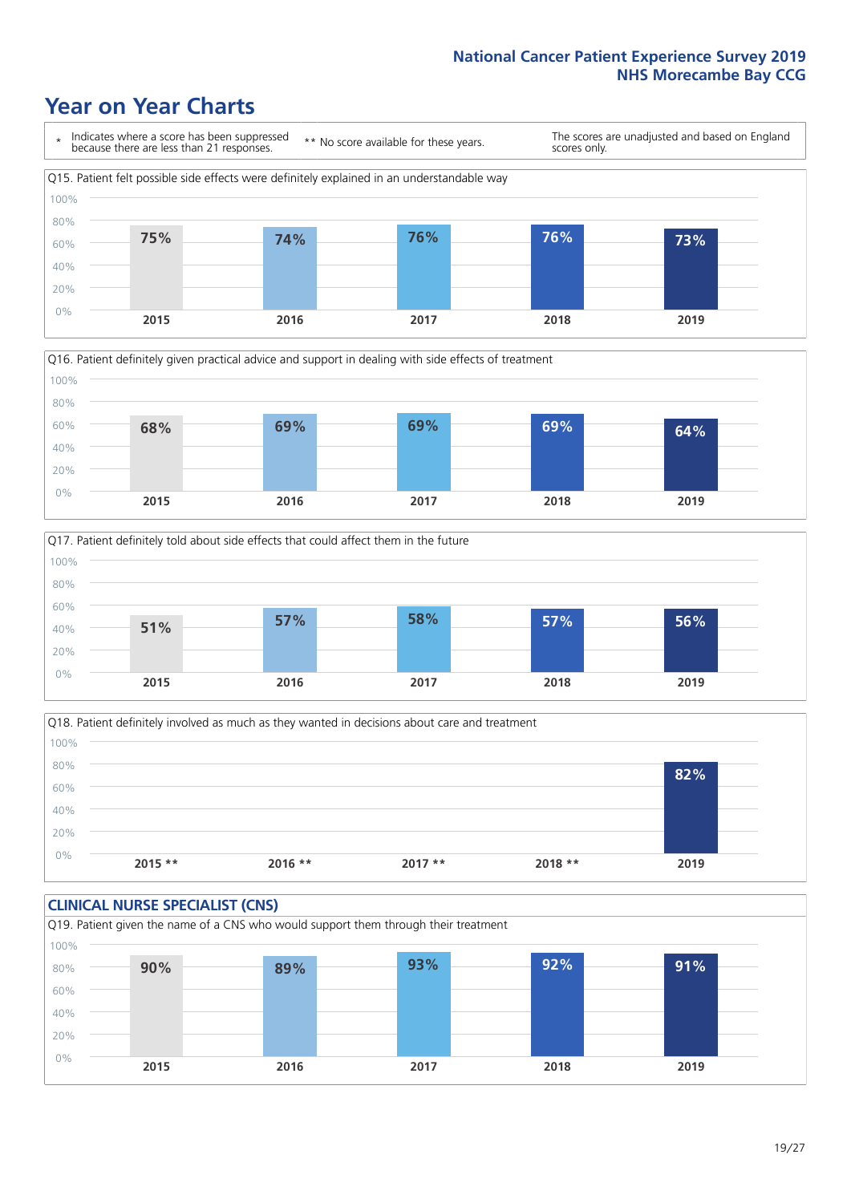National Cancer Patient Experience Survey 2019
NHS Morecambe Bay CCG

# Year on Year Charts

\* Indicates where a score has been suppressed because there are less than 21 responses.

** No score available for these years.

The scores are unadjusted and based on England scores only.

Q15. Patient felt possible side effects were definitely explained in an understandable way

| 2015 | 2016 | 2017 | 2018 | 2019 |
|---|---|---|---|---|
| 75% | 74% | 76% | 76% | 73% |

Q16. Patient definitely given practical advice and support in dealing with side effects of treatment

| 2015 | 2016 | 2017 | 2018 | 2019 |
|---|---|---|---|---|
| 68% | 69% | 69% | 69% | 64% |

Q17. Patient definitely told about side effects that could affect them in the future

| 2015 | 2016 | 2017 | 2018 | 2019 |
|---|---|---|---|---|
| 51% | 57% | 58% | 57% | 56% |

Q18. Patient definitely involved as much as they wanted in decisions about care and treatment

| 2015 ** | 2016 ** | 2017 ** | 2018 ** | 2019 |
|---|---|---|---|---|
| | | | | 82% |

## CLINICAL NURSE SPECIALIST (CNS)

Q19. Patient given the name of a CNS who would support them through their treatment

| 2015 | 2016 | 2017 | 2018 | 2019 |
|---|---|---|---|---|
| 90% | 89% | 93% | 92% | 91% |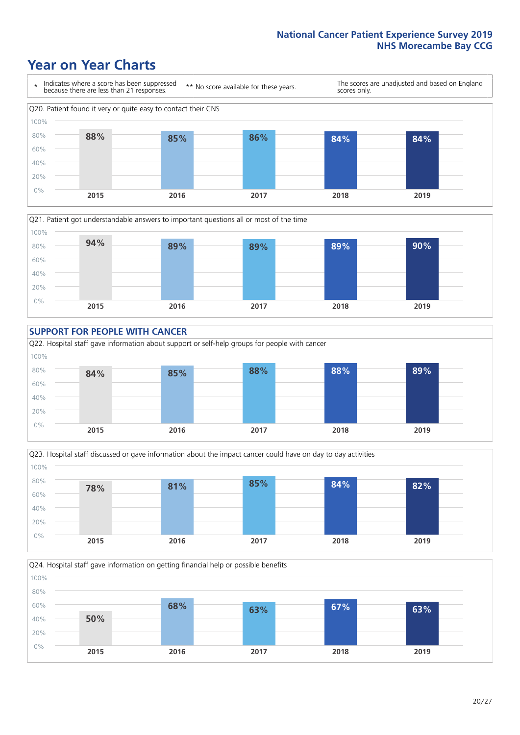# Year on Year Charts

\* Indicates where a score has been suppressed because there are less than 21 responses.

\*\* No score available for these years.

The scores are unadjusted and based on England scores only.

Q20. Patient found it very or quite easy to contact their CNS

| 2015 | 2016 | 2017 | 2018 | 2019 |
|---|---|---|---|---|
| 88% | 85% | 86% | 84% | 84% |

Q21. Patient got understandable answers to important questions all or most of the time

| 2015 | 2016 | 2017 | 2018 | 2019 |
|---|---|---|---|---|
| 94% | 89% | 89% | 89% | 90% |

## SUPPORT FOR PEOPLE WITH CANCER

Q22. Hospital staff gave information about support or self-help groups for people with cancer

| 2015 | 2016 | 2017 | 2018 | 2019 |
|---|---|---|---|---|
| 84% | 85% | 88% | 88% | 89% |

Q23. Hospital staff discussed or gave information about the impact cancer could have on day to day activities

| 2015 | 2016 | 2017 | 2018 | 2019 |
|---|---|---|---|---|
| 78% | 81% | 85% | 84% | 82% |

Q24. Hospital staff gave information on getting financial help or possible benefits

| 2015 | 2016 | 2017 | 2018 | 2019 |
|---|---|---|---|---|
| 50% | 68% | 63% | 67% | 63% |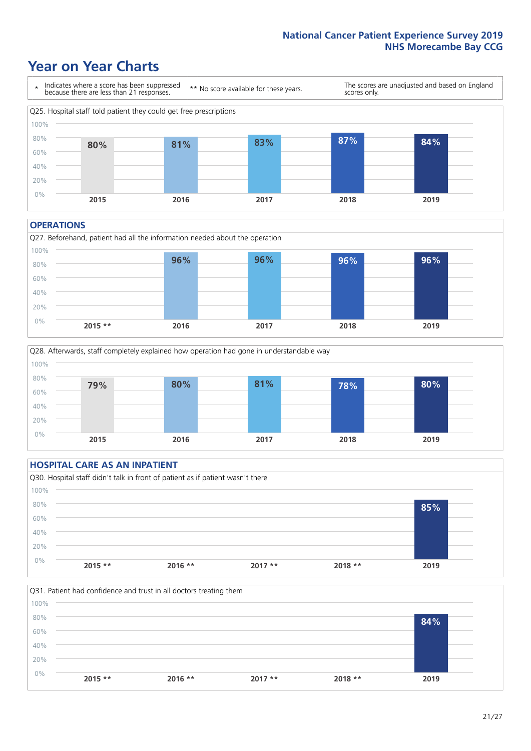National Cancer Patient Experience Survey 2019
NHS Morecambe Bay CCG

# Year on Year Charts

\* Indicates where a score has been suppressed because there are less than 21 responses.

\*\* No score available for these years.

The scores are unadjusted and based on England scores only.

Q25. Hospital staff told patient they could get free prescriptions

| 2015 | 2016 | 2017 | 2018 | 2019 |
|---|---|---|---|---|
| 80% | 81% | 83% | 87% | 84% |

## OPERATIONS

Q27. Beforehand, patient had all the information needed about the operation

| 2015 ** | 2016 | 2017 | 2018 | 2019 |
|---|---|---|---|---|
| | 96% | 96% | 96% | 96% |

Q28. Afterwards, staff completely explained how operation had gone in understandable way

| 2015 | 2016 | 2017 | 2018 | 2019 |
|---|---|---|---|---|
| 79% | 80% | 81% | 78% | 80% |

## HOSPITAL CARE AS AN INPATIENT

Q30. Hospital staff didn't talk in front of patient as if patient wasn't there

| 2015 ** | 2016 ** | 2017 ** | 2018 ** | 2019 |
|---|---|---|---|---|
| | | | | 85% |

Q31. Patient had confidence and trust in all doctors treating them

| 2015 ** | 2016 ** | 2017 ** | 2018 ** | 2019 |
|---|---|---|---|---|
| | | | | 84% |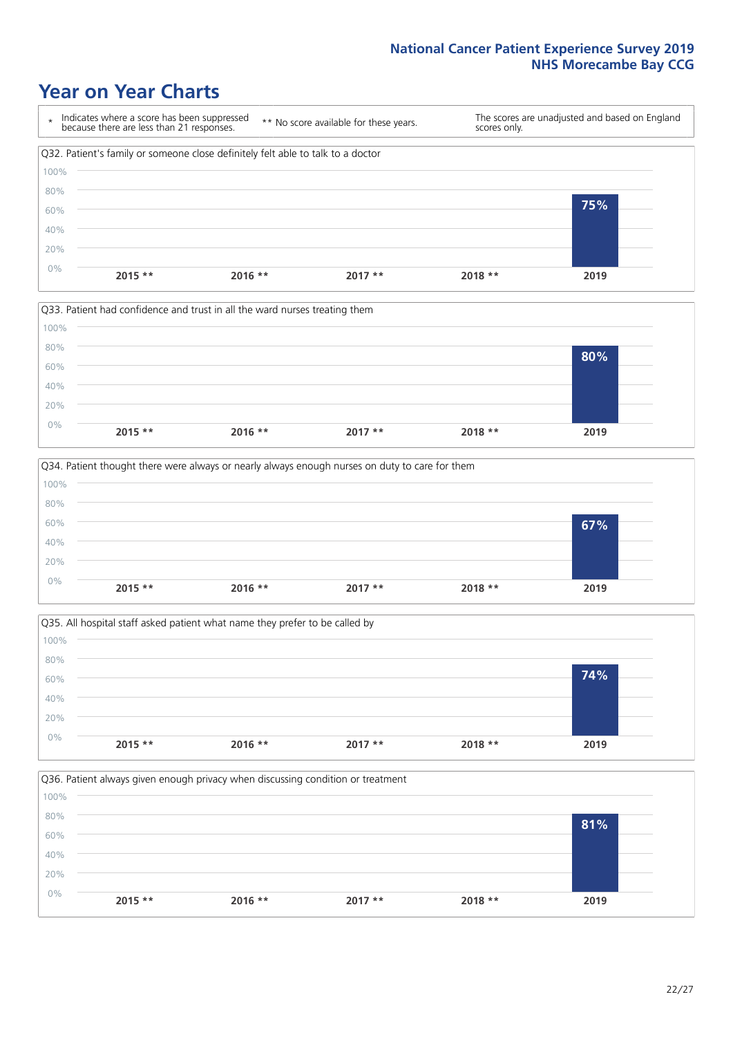# Year on Year Charts

| * Indicates where a score has been suppressed because there are less than 21 responses. | ** No score available for these years. | The scores are unadjusted and based on England scores only. |
|---|---|---|

Q32. Patient's family or someone close definitely felt able to talk to a doctor

| 2015 ** | 2016 ** | 2017 ** | 2018 ** | 2019 |
|---|---|---|---|---|
| | | | | 75% |

Q33. Patient had confidence and trust in all the ward nurses treating them

| 2015 ** | 2016 ** | 2017 ** | 2018 ** | 2019 |
|---|---|---|---|---|
| | | | | 80% |

Q34. Patient thought there were always or nearly always enough nurses on duty to care for them

| 2015 ** | 2016 ** | 2017 ** | 2018 ** | 2019 |
|---|---|---|---|---|
| | | | | 67% |

Q35. All hospital staff asked patient what name they prefer to be called by

| 2015 ** | 2016 ** | 2017 ** | 2018 ** | 2019 |
|---|---|---|---|---|
| | | | | 74% |

Q36. Patient always given enough privacy when discussing condition or treatment

| 2015 ** | 2016 ** | 2017 ** | 2018 ** | 2019 |
|---|---|---|---|---|
| | | | | 81% |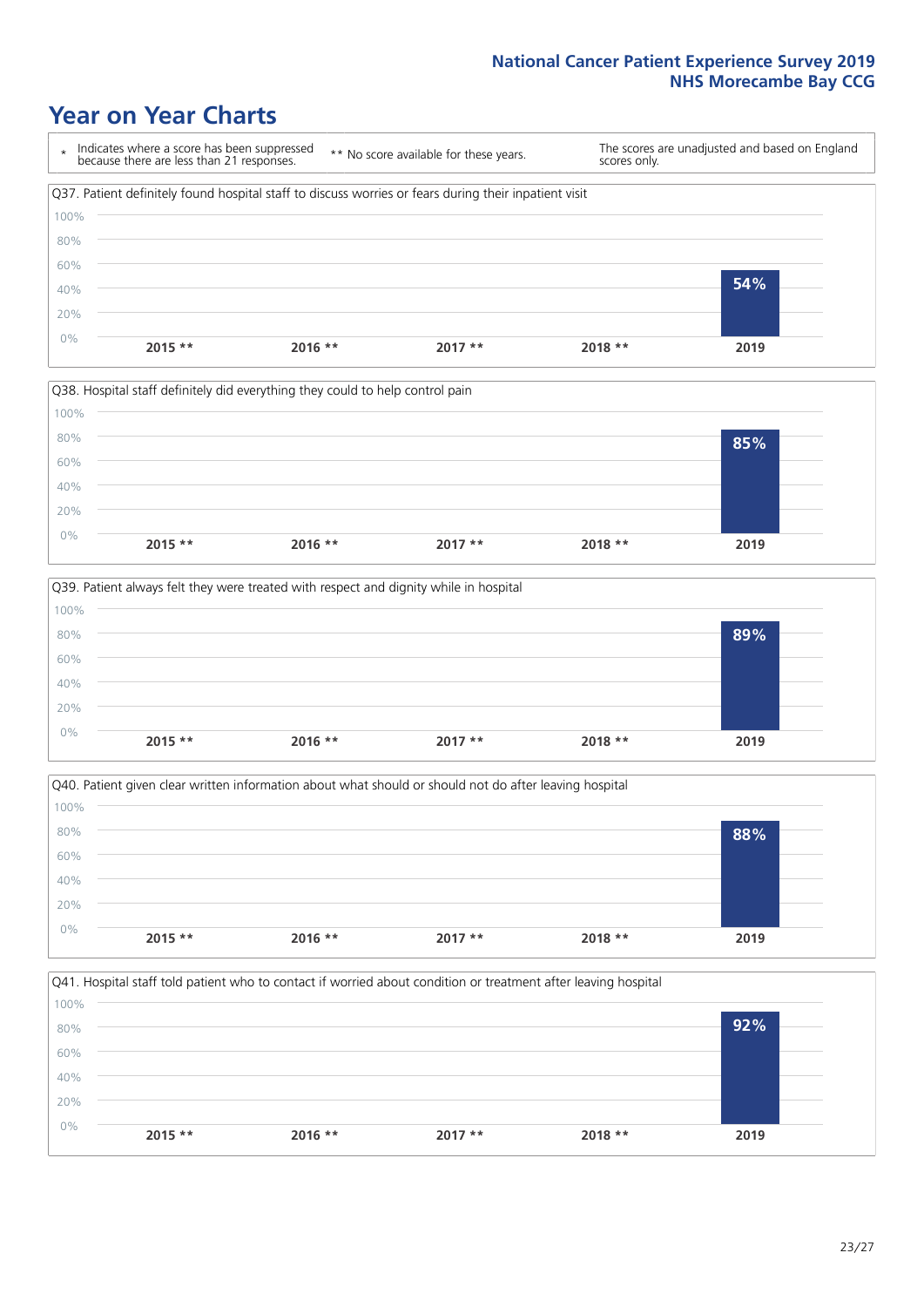# Year on Year Charts

\* Indicates where a score has been suppressed because there are less than 21 responses. ** No score available for these years. The scores are unadjusted and based on England scores only.

Q37. Patient definitely found hospital staff to discuss worries or fears during their inpatient visit

| 2015 ** | 2016 ** | 2017 ** | 2018 ** | 2019 |
|---|---|---|---|---|
| | | | | 54% |

Q38. Hospital staff definitely did everything they could to help control pain

| 2015 ** | 2016 ** | 2017 ** | 2018 ** | 2019 |
|---|---|---|---|---|
| | | | | 85% |

Q39. Patient always felt they were treated with respect and dignity while in hospital

| 2015 ** | 2016 ** | 2017 ** | 2018 ** | 2019 |
|---|---|---|---|---|
| | | | | 89% |

Q40. Patient given clear written information about what should or should not do after leaving hospital

| 2015 ** | 2016 ** | 2017 ** | 2018 ** | 2019 |
|---|---|---|---|---|
| | | | | 88% |

Q41. Hospital staff told patient who to contact if worried about condition or treatment after leaving hospital

| 2015 ** | 2016 ** | 2017 ** | 2018 ** | 2019 |
|---|---|---|---|---|
| | | | | 92% |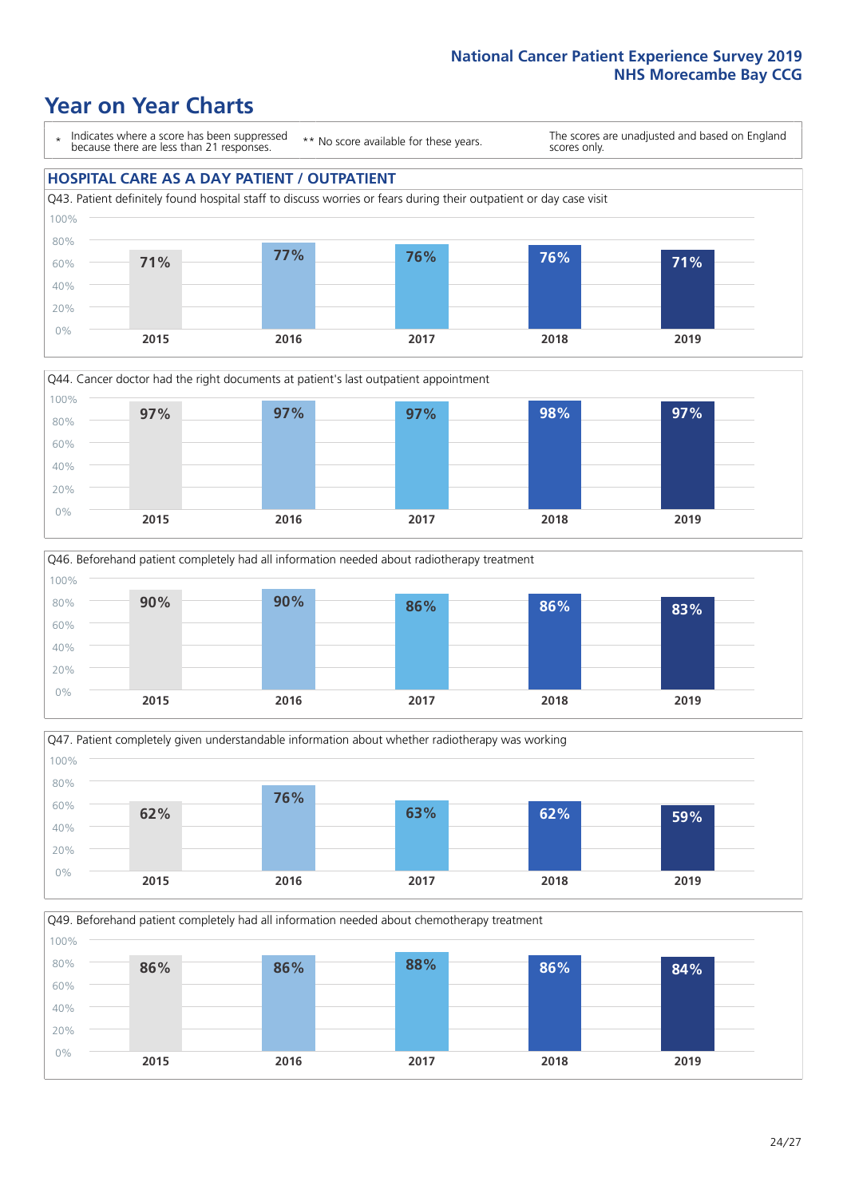**National Cancer Patient Experience Survey 2019**
**NHS Morecambe Bay CCG**

# Year on Year Charts

\* Indicates where a score has been suppressed because there are less than 21 responses.

\*\* No score available for these years.

The scores are unadjusted and based on England scores only.

## HOSPITAL CARE AS A DAY PATIENT / OUTPATIENT

Q43. Patient definitely found hospital staff to discuss worries or fears during their outpatient or day case visit

| 2015 | 2016 | 2017 | 2018 | 2019 |
|---|---|---|---|---|
| 71% | 77% | 76% | 76% | 71% |

Q44. Cancer doctor had the right documents at patient's last outpatient appointment

| 2015 | 2016 | 2017 | 2018 | 2019 |
|---|---|---|---|---|
| 97% | 97% | 97% | 98% | 97% |

Q46. Beforehand patient completely had all information needed about radiotherapy treatment

| 2015 | 2016 | 2017 | 2018 | 2019 |
|---|---|---|---|---|
| 90% | 90% | 86% | 86% | 83% |

Q47. Patient completely given understandable information about whether radiotherapy was working

| 2015 | 2016 | 2017 | 2018 | 2019 |
|---|---|---|---|---|
| 62% | 76% | 63% | 62% | 59% |

Q49. Beforehand patient completely had all information needed about chemotherapy treatment

| 2015 | 2016 | 2017 | 2018 | 2019 |
|---|---|---|---|---|
| 86% | 86% | 88% | 86% | 84% |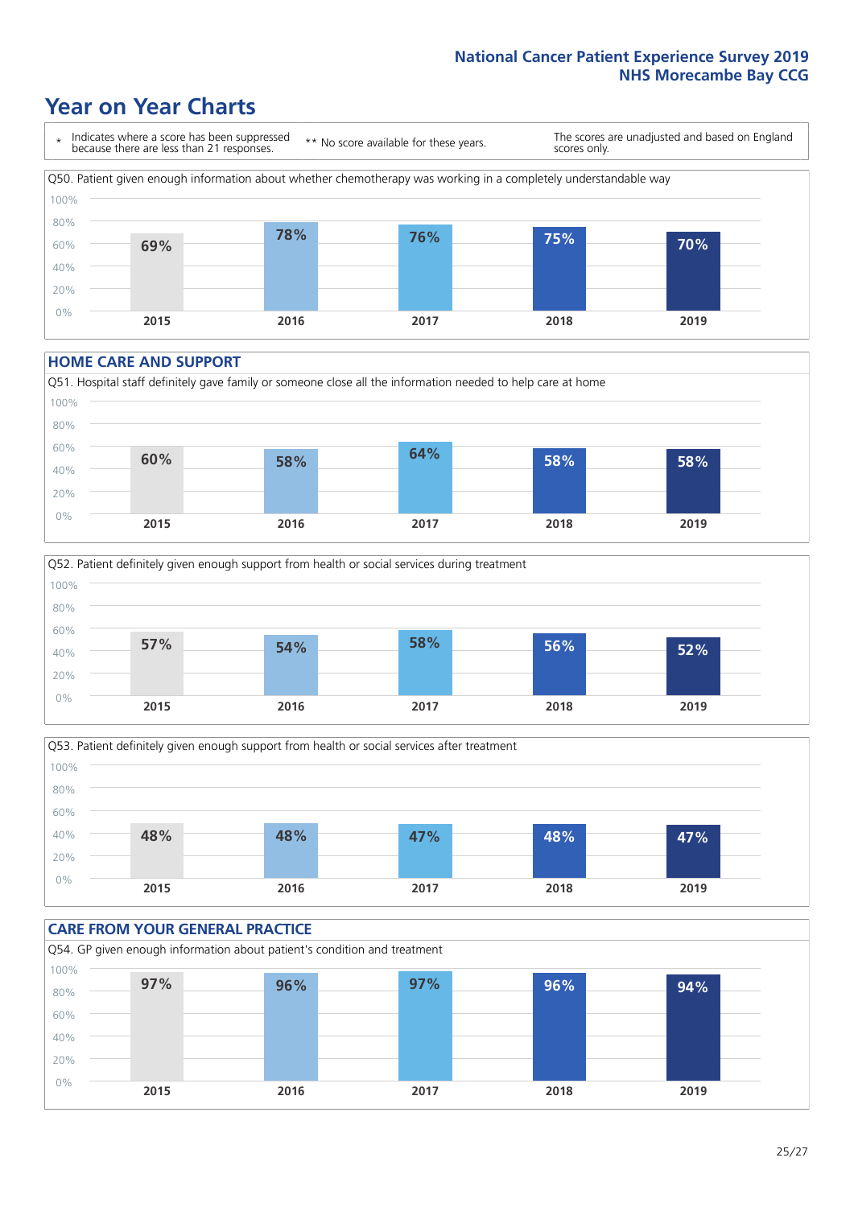**National Cancer Patient Experience Survey 2019**
**NHS Morecambe Bay CCG**

# Year on Year Charts

\* Indicates where a score has been suppressed because there are less than 21 responses.

\*\* No score available for these years.

The scores are unadjusted and based on England scores only.

Q50. Patient given enough information about whether chemotherapy was working in a completely understandable way

| 2015 | 2016 | 2017 | 2018 | 2019 |
|---|---|---|---|---|
| 69% | 78% | 76% | 75% | 70% |

## HOME CARE AND SUPPORT

Q51. Hospital staff definitely gave family or someone close all the information needed to help care at home

| 2015 | 2016 | 2017 | 2018 | 2019 |
|---|---|---|---|---|
| 60% | 58% | 64% | 58% | 58% |

Q52. Patient definitely given enough support from health or social services during treatment

| 2015 | 2016 | 2017 | 2018 | 2019 |
|---|---|---|---|---|
| 57% | 54% | 58% | 56% | 52% |

Q53. Patient definitely given enough support from health or social services after treatment

| 2015 | 2016 | 2017 | 2018 | 2019 |
|---|---|---|---|---|
| 48% | 48% | 47% | 48% | 47% |

## CARE FROM YOUR GENERAL PRACTICE

Q54. GP given enough information about patient's condition and treatment

| 2015 | 2016 | 2017 | 2018 | 2019 |
|---|---|---|---|---|
| 97% | 96% | 97% | 96% | 94% |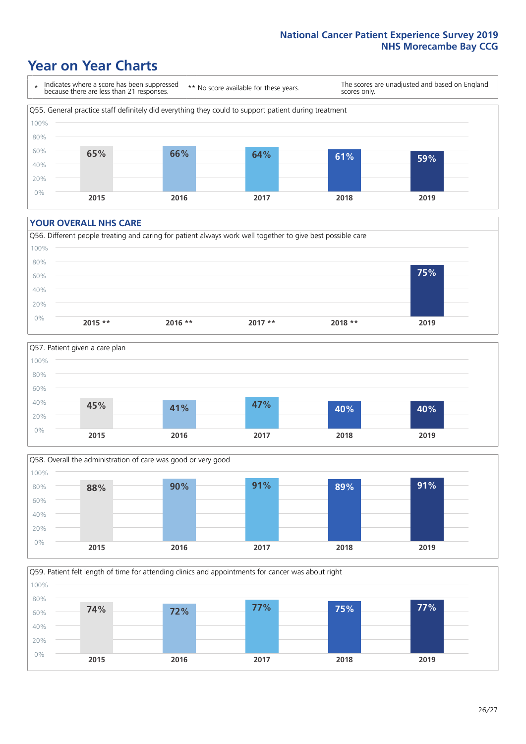# Year on Year Charts

\* Indicates where a score has been suppressed because there are less than 21 responses.

** No score available for these years.

The scores are unadjusted and based on England scores only.

Q55. General practice staff definitely did everything they could to support patient during treatment

| 2015 | 2016 | 2017 | 2018 | 2019 |
| --- | --- | --- | --- | --- |
| 65% | 66% | 64% | 61% | 59% |

## YOUR OVERALL NHS CARE

Q56. Different people treating and caring for patient always work well together to give best possible care

| 2015 ** | 2016 ** | 2017 ** | 2018 ** | 2019 |
| --- | --- | --- | --- | --- |
| | | | | 75% |

Q57. Patient given a care plan

| 2015 | 2016 | 2017 | 2018 | 2019 |
| --- | --- | --- | --- | --- |
| 45% | 41% | 47% | 40% | 40% |

Q58. Overall the administration of care was good or very good

| 2015 | 2016 | 2017 | 2018 | 2019 |
| --- | --- | --- | --- | --- |
| 88% | 90% | 91% | 89% | 91% |

Q59. Patient felt length of time for attending clinics and appointments for cancer was about right

| 2015 | 2016 | 2017 | 2018 | 2019 |
| --- | --- | --- | --- | --- |
| 74% | 72% | 77% | 75% | 77% |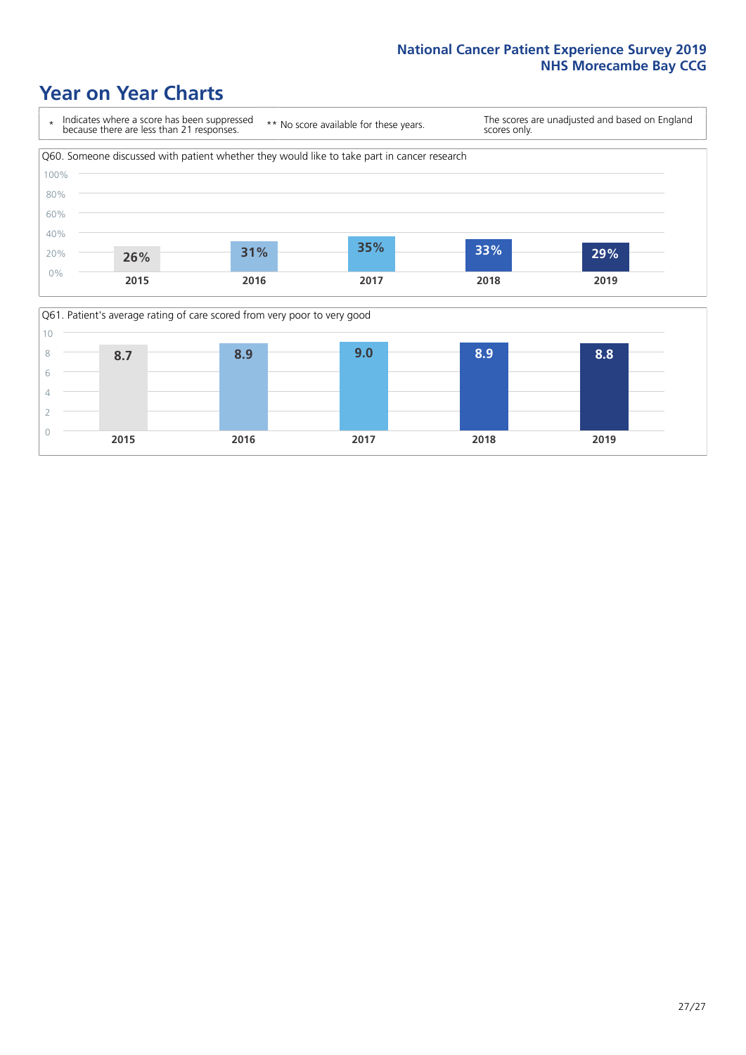# Year on Year Charts

\* Indicates where a score has been suppressed because there are less than 21 responses.

** No score available for these years.

The scores are unadjusted and based on England scores only.

Q60. Someone discussed with patient whether they would like to take part in cancer research

100%
80%
60%
40%
20%
0%

26% 2015
31% 2016
35% 2017
33% 2018
29% 2019

Q61. Patient's average rating of care scored from very poor to very good

10
8
6
4
2
0

8.7 2015
8.9 2016
9.0 2017
8.9 2018
8.8 2019